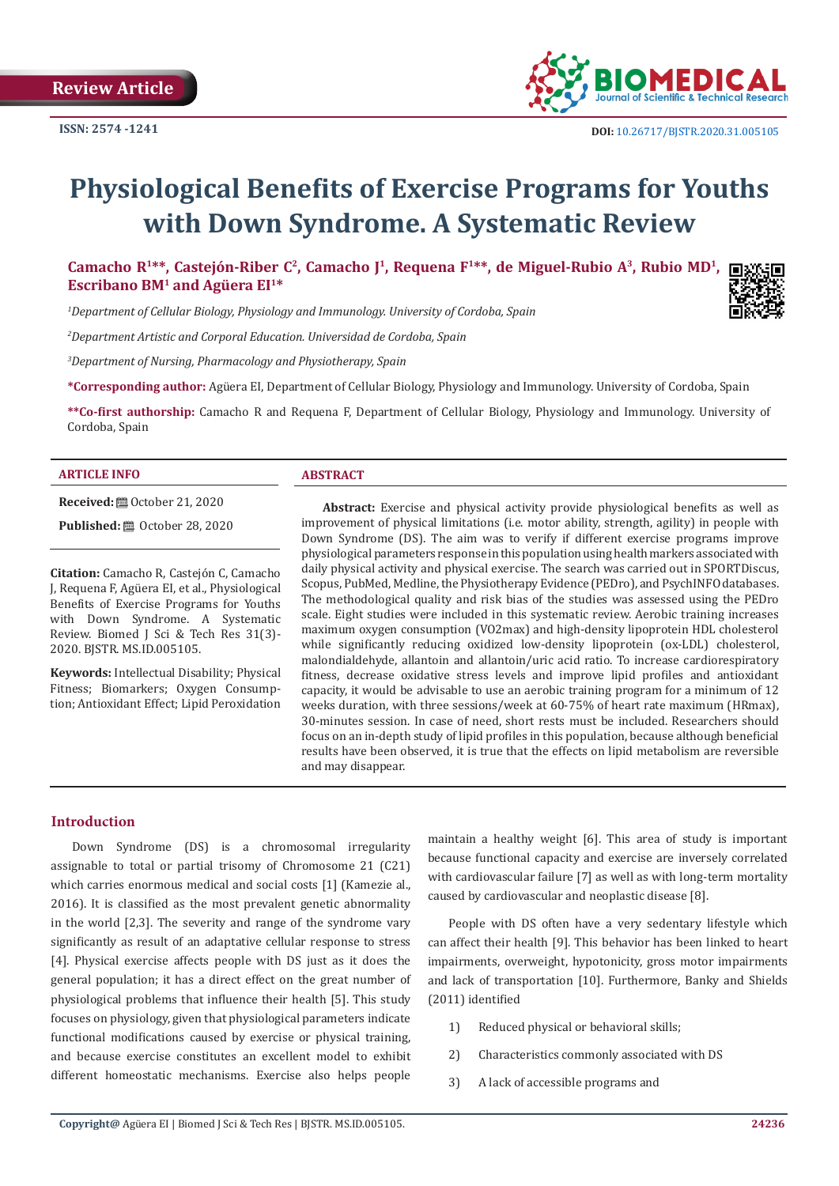Review Article

ISSN: 2574 -1241

DOI: 10.26717/BJSTR.2020.31.005105

# Physiological Benefits of Exercise Programs for Youths with Down Syndrome. A Systematic Review

**Camacho R[1]**, Castejón-Riber C[2], Camacho J[1], Requena F[1]**, de Miguel-Rubio A[3], Rubio MD[1], Escribano BM[1] and Agüera EI[1]***

[1]*Department of Cellular Biology, Physiology and Immunology. University of Cordoba, Spain*

[2]*Department Artistic and Corporal Education. Universidad de Cordoba, Spain*

[3]*Department of Nursing, Pharmacology and Physiotherapy, Spain*

**\*Corresponding author:** Agüera EI, Department of Cellular Biology, Physiology and Immunology. University of Cordoba, Spain

**\*\*Co-first authorship:** Camacho R and Requena F, Department of Cellular Biology, Physiology and Immunology. University of Cordoba, Spain

## ARTICLE INFO

**Received:** October 21, 2020

**Published:** October 28, 2020

**Citation:** Camacho R, Castejón C, Camacho J, Requena F, Agüera EI, et al., Physiological Benefits of Exercise Programs for Youths with Down Syndrome. A Systematic Review. Biomed J Sci & Tech Res 31(3)-2020. BJSTR. MS.ID.005105.

**Keywords:** Intellectual Disability; Physical Fitness; Biomarkers; Oxygen Consumption; Antioxidant Effect; Lipid Peroxidation

## ABSTRACT

**Abstract:** Exercise and physical activity provide physiological benefits as well as improvement of physical limitations (i.e. motor ability, strength, agility) in people with Down Syndrome (DS). The aim was to verify if different exercise programs improve physiological parameters response in this population using health markers associated with daily physical activity and physical exercise. The search was carried out in SPORTDiscus, Scopus, PubMed, Medline, the Physiotherapy Evidence (PEDro), and PsychINFO databases. The methodological quality and risk bias of the studies was assessed using the PEDro scale. Eight studies were included in this systematic review. Aerobic training increases maximum oxygen consumption (VO2max) and high-density lipoprotein HDL cholesterol while significantly reducing oxidized low-density lipoprotein (ox-LDL) cholesterol, malondialdehyde, allantoin and allantoin/uric acid ratio. To increase cardiorespiratory fitness, decrease oxidative stress levels and improve lipid profiles and antioxidant capacity, it would be advisable to use an aerobic training program for a minimum of 12 weeks duration, with three sessions/week at 60-75% of heart rate maximum (HRmax), 30-minutes session. In case of need, short rests must be included. Researchers should focus on an in-depth study of lipid profiles in this population, because although beneficial results have been observed, it is true that the effects on lipid metabolism are reversible and may disappear.

## Introduction

Down Syndrome (DS) is a chromosomal irregularity assignable to total or partial trisomy of Chromosome 21 (C21) which carries enormous medical and social costs [1] (Kamezie al., 2016). It is classified as the most prevalent genetic abnormality in the world [2,3]. The severity and range of the syndrome vary significantly as result of an adaptative cellular response to stress [4]. Physical exercise affects people with DS just as it does the general population; it has a direct effect on the great number of physiological problems that influence their health [5]. This study focuses on physiology, given that physiological parameters indicate functional modifications caused by exercise or physical training, and because exercise constitutes an excellent model to exhibit different homeostatic mechanisms. Exercise also helps people maintain a healthy weight [6]. This area of study is important because functional capacity and exercise are inversely correlated with cardiovascular failure [7] as well as with long-term mortality caused by cardiovascular and neoplastic disease [8].

People with DS often have a very sedentary lifestyle which can affect their health [9]. This behavior has been linked to heart impairments, overweight, hypotonicity, gross motor impairments and lack of transportation [10]. Furthermore, Banky and Shields (2011) identified

1) Reduced physical or behavioral skills;

2) Characteristics commonly associated with DS

3) A lack of accessible programs and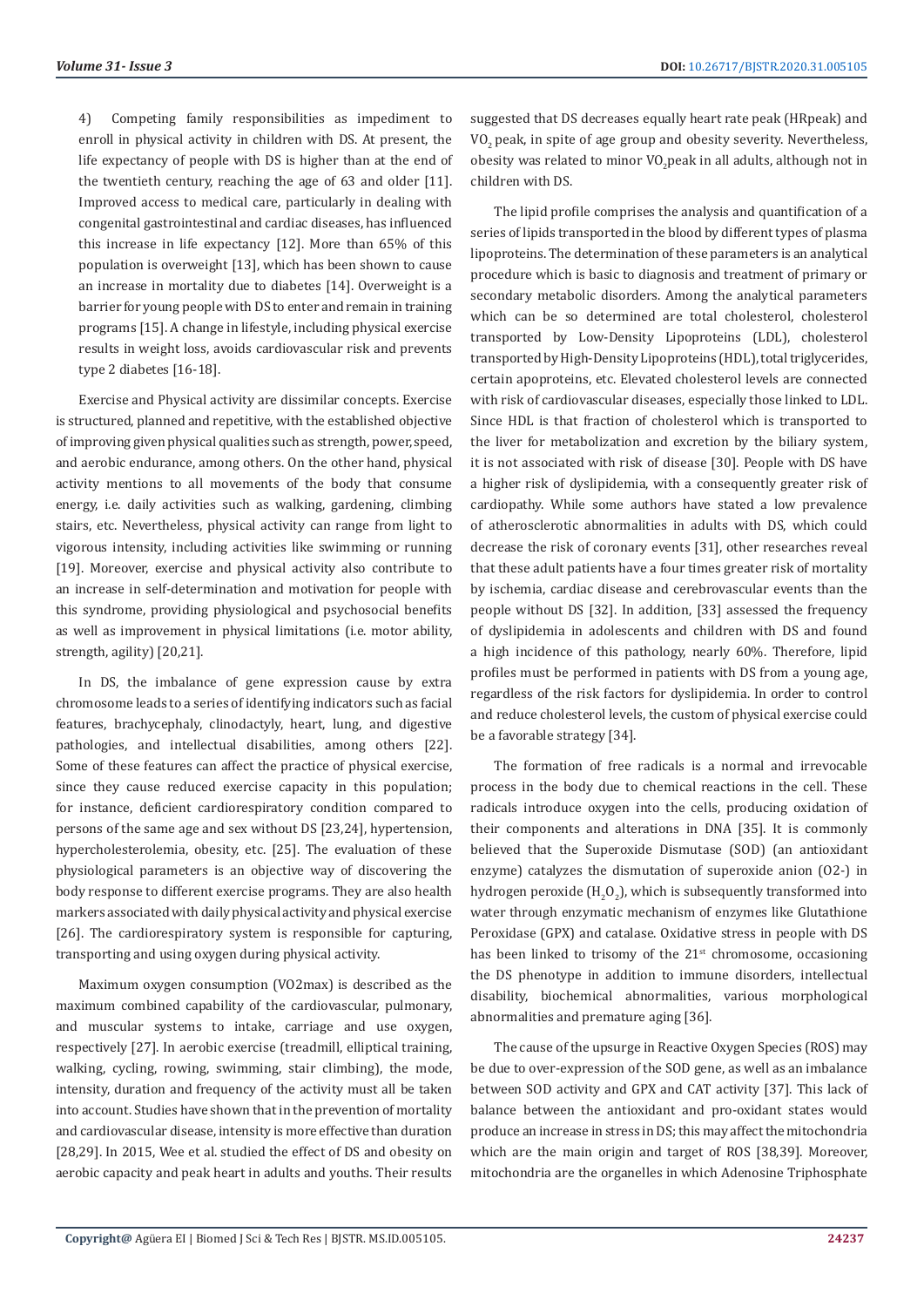4) Competing family responsibilities as impediment to enroll in physical activity in children with DS. At present, the life expectancy of people with DS is higher than at the end of the twentieth century, reaching the age of 63 and older [11]. Improved access to medical care, particularly in dealing with congenital gastrointestinal and cardiac diseases, has influenced this increase in life expectancy [12]. More than 65% of this population is overweight [13], which has been shown to cause an increase in mortality due to diabetes [14]. Overweight is a barrier for young people with DS to enter and remain in training programs [15]. A change in lifestyle, including physical exercise results in weight loss, avoids cardiovascular risk and prevents type 2 diabetes [16-18].

Exercise and Physical activity are dissimilar concepts. Exercise is structured, planned and repetitive, with the established objective of improving given physical qualities such as strength, power, speed, and aerobic endurance, among others. On the other hand, physical activity mentions to all movements of the body that consume energy, i.e. daily activities such as walking, gardening, climbing stairs, etc. Nevertheless, physical activity can range from light to vigorous intensity, including activities like swimming or running [19]. Moreover, exercise and physical activity also contribute to an increase in self-determination and motivation for people with this syndrome, providing physiological and psychosocial benefits as well as improvement in physical limitations (i.e. motor ability, strength, agility) [20,21].

In DS, the imbalance of gene expression cause by extra chromosome leads to a series of identifying indicators such as facial features, brachycephaly, clinodactyly, heart, lung, and digestive pathologies, and intellectual disabilities, among others [22]. Some of these features can affect the practice of physical exercise, since they cause reduced exercise capacity in this population; for instance, deficient cardiorespiratory condition compared to persons of the same age and sex without DS [23,24], hypertension, hypercholesterolemia, obesity, etc. [25]. The evaluation of these physiological parameters is an objective way of discovering the body response to different exercise programs. They are also health markers associated with daily physical activity and physical exercise [26]. The cardiorespiratory system is responsible for capturing, transporting and using oxygen during physical activity.

Maximum oxygen consumption (VO2max) is described as the maximum combined capability of the cardiovascular, pulmonary, and muscular systems to intake, carriage and use oxygen, respectively [27]. In aerobic exercise (treadmill, elliptical training, walking, cycling, rowing, swimming, stair climbing), the mode, intensity, duration and frequency of the activity must all be taken into account. Studies have shown that in the prevention of mortality and cardiovascular disease, intensity is more effective than duration [28,29]. In 2015, Wee et al. studied the effect of DS and obesity on aerobic capacity and peak heart in adults and youths. Their results suggested that DS decreases equally heart rate peak (HRpeak) and $VO_2$ peak, in spite of age group and obesity severity. Nevertheless, obesity was related to minor $VO_2$peak in all adults, although not in children with DS.

The lipid profile comprises the analysis and quantification of a series of lipids transported in the blood by different types of plasma lipoproteins. The determination of these parameters is an analytical procedure which is basic to diagnosis and treatment of primary or secondary metabolic disorders. Among the analytical parameters which can be so determined are total cholesterol, cholesterol transported by Low-Density Lipoproteins (LDL), cholesterol transported by High-Density Lipoproteins (HDL), total triglycerides, certain apoproteins, etc. Elevated cholesterol levels are connected with risk of cardiovascular diseases, especially those linked to LDL. Since HDL is that fraction of cholesterol which is transported to the liver for metabolization and excretion by the biliary system, it is not associated with risk of disease [30]. People with DS have a higher risk of dyslipidemia, with a consequently greater risk of cardiopathy. While some authors have stated a low prevalence of atherosclerotic abnormalities in adults with DS, which could decrease the risk of coronary events [31], other researches reveal that these adult patients have a four times greater risk of mortality by ischemia, cardiac disease and cerebrovascular events than the people without DS [32]. In addition, [33] assessed the frequency of dyslipidemia in adolescents and children with DS and found a high incidence of this pathology, nearly 60%. Therefore, lipid profiles must be performed in patients with DS from a young age, regardless of the risk factors for dyslipidemia. In order to control and reduce cholesterol levels, the custom of physical exercise could be a favorable strategy [34].

The formation of free radicals is a normal and irrevocable process in the body due to chemical reactions in the cell. These radicals introduce oxygen into the cells, producing oxidation of their components and alterations in DNA [35]. It is commonly believed that the Superoxide Dismutase (SOD) (an antioxidant enzyme) catalyzes the dismutation of superoxide anion (O2-) in hydrogen peroxide ($H_2O_2$), which is subsequently transformed into water through enzymatic mechanism of enzymes like Glutathione Peroxidase (GPX) and catalase. Oxidative stress in people with DS has been linked to trisomy of the 21st chromosome, occasioning the DS phenotype in addition to immune disorders, intellectual disability, biochemical abnormalities, various morphological abnormalities and premature aging [36].

The cause of the upsurge in Reactive Oxygen Species (ROS) may be due to over-expression of the SOD gene, as well as an imbalance between SOD activity and GPX and CAT activity [37]. This lack of balance between the antioxidant and pro-oxidant states would produce an increase in stress in DS; this may affect the mitochondria which are the main origin and target of ROS [38,39]. Moreover, mitochondria are the organelles in which Adenosine Triphosphate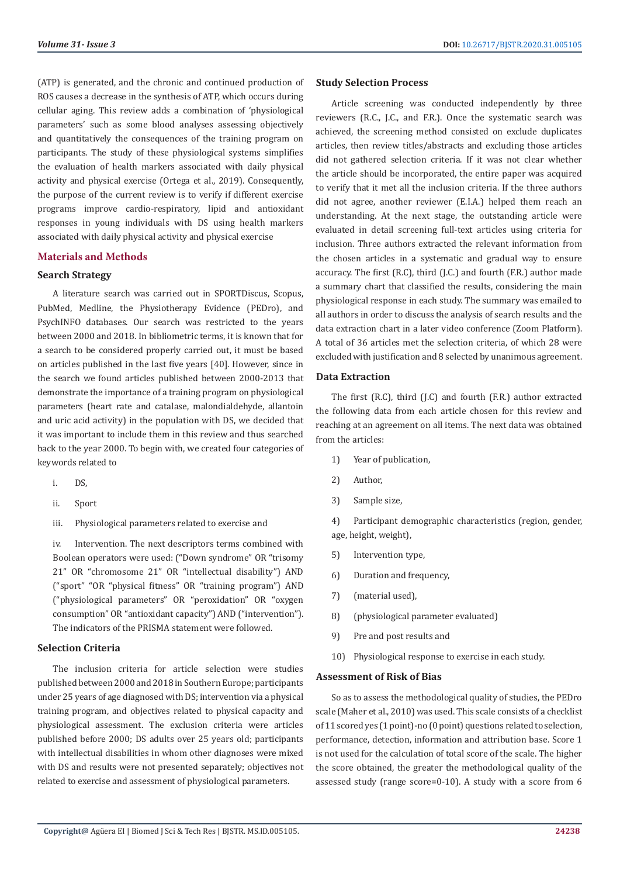(ATP) is generated, and the chronic and continued production of ROS causes a decrease in the synthesis of ATP, which occurs during cellular aging. This review adds a combination of 'physiological parameters' such as some blood analyses assessing objectively and quantitatively the consequences of the training program on participants. The study of these physiological systems simplifies the evaluation of health markers associated with daily physical activity and physical exercise (Ortega et al., 2019). Consequently, the purpose of the current review is to verify if different exercise programs improve cardio-respiratory, lipid and antioxidant responses in young individuals with DS using health markers associated with daily physical activity and physical exercise

## Materials and Methods

### Search Strategy

A literature search was carried out in SPORTDiscus, Scopus, PubMed, Medline, the Physiotherapy Evidence (PEDro), and PsychINFO databases. Our search was restricted to the years between 2000 and 2018. In bibliometric terms, it is known that for a search to be considered properly carried out, it must be based on articles published in the last five years [40]. However, since in the search we found articles published between 2000-2013 that demonstrate the importance of a training program on physiological parameters (heart rate and catalase, malondialdehyde, allantoin and uric acid activity) in the population with DS, we decided that it was important to include them in this review and thus searched back to the year 2000. To begin with, we created four categories of keywords related to

i. DS,

ii. Sport

iii. Physiological parameters related to exercise and

iv. Intervention. The next descriptors terms combined with Boolean operators were used: ("Down syndrome" OR "trisomy 21" OR "chromosome 21" OR "intellectual disability") AND ("sport" "OR "physical fitness" OR "training program") AND ("physiological parameters" OR "peroxidation" OR "oxygen consumption" OR "antioxidant capacity") AND ("intervention"). The indicators of the PRISMA statement were followed.

### Selection Criteria

The inclusion criteria for article selection were studies published between 2000 and 2018 in Southern Europe; participants under 25 years of age diagnosed with DS; intervention via a physical training program, and objectives related to physical capacity and physiological assessment. The exclusion criteria were articles published before 2000; DS adults over 25 years old; participants with intellectual disabilities in whom other diagnoses were mixed with DS and results were not presented separately; objectives not related to exercise and assessment of physiological parameters.

### Study Selection Process

Article screening was conducted independently by three reviewers (R.C., J.C., and F.R.). Once the systematic search was achieved, the screening method consisted on exclude duplicates articles, then review titles/abstracts and excluding those articles did not gathered selection criteria. If it was not clear whether the article should be incorporated, the entire paper was acquired to verify that it met all the inclusion criteria. If the three authors did not agree, another reviewer (E.I.A.) helped them reach an understanding. At the next stage, the outstanding article were evaluated in detail screening full-text articles using criteria for inclusion. Three authors extracted the relevant information from the chosen articles in a systematic and gradual way to ensure accuracy. The first (R.C), third (J.C.) and fourth (F.R.) author made a summary chart that classified the results, considering the main physiological response in each study. The summary was emailed to all authors in order to discuss the analysis of search results and the data extraction chart in a later video conference (Zoom Platform). A total of 36 articles met the selection criteria, of which 28 were excluded with justification and 8 selected by unanimous agreement.

### Data Extraction

The first (R.C), third (J.C) and fourth (F.R.) author extracted the following data from each article chosen for this review and reaching at an agreement on all items. The next data was obtained from the articles:

1) Year of publication,

2) Author,

3) Sample size,

4) Participant demographic characteristics (region, gender, age, height, weight),

5) Intervention type,

6) Duration and frequency,

7) (material used),

8) (physiological parameter evaluated)

9) Pre and post results and

10) Physiological response to exercise in each study.

### Assessment of Risk of Bias

So as to assess the methodological quality of studies, the PEDro scale (Maher et al., 2010) was used. This scale consists of a checklist of 11 scored yes (1 point)-no (0 point) questions related to selection, performance, detection, information and attribution base. Score 1 is not used for the calculation of total score of the scale. The higher the score obtained, the greater the methodological quality of the assessed study (range score=0-10). A study with a score from 6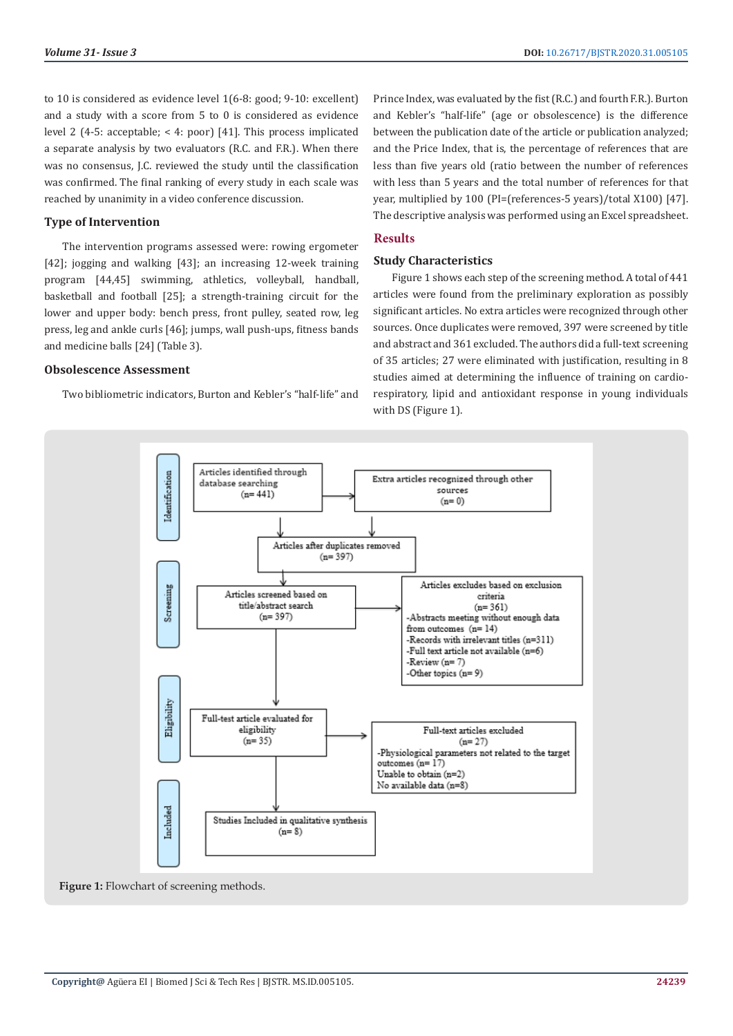to 10 is considered as evidence level 1(6-8: good; 9-10: excellent) and a study with a score from 5 to 0 is considered as evidence level 2 (4-5: acceptable; < 4: poor) [41]. This process implicated a separate analysis by two evaluators (R.C. and F.R.). When there was no consensus, J.C. reviewed the study until the classification was confirmed. The final ranking of every study in each scale was reached by unanimity in a video conference discussion.

### Type of Intervention

The intervention programs assessed were: rowing ergometer [42]; jogging and walking [43]; an increasing 12-week training program [44,45] swimming, athletics, volleyball, handball, basketball and football [25]; a strength-training circuit for the lower and upper body: bench press, front pulley, seated row, leg press, leg and ankle curls [46]; jumps, wall push-ups, fitness bands and medicine balls [24] (Table 3).

### Obsolescence Assessment

Two bibliometric indicators, Burton and Kebler's "half-life" and Prince Index, was evaluated by the fist (R.C.) and fourth F.R.). Burton and Kebler's "half-life" (age or obsolescence) is the difference between the publication date of the article or publication analyzed; and the Price Index, that is, the percentage of references that are less than five years old (ratio between the number of references with less than 5 years and the total number of references for that year, multiplied by 100 (PI=(references-5 years)/total X100) [47]. The descriptive analysis was performed using an Excel spreadsheet.

## Results

### Study Characteristics

Figure 1 shows each step of the screening method. A total of 441 articles were found from the preliminary exploration as possibly significant articles. No extra articles were recognized through other sources. Once duplicates were removed, 397 were screened by title and abstract and 361 excluded. The authors did a full-text screening of 35 articles; 27 were eliminated with justification, resulting in 8 studies aimed at determining the influence of training on cardio-respiratory, lipid and antioxidant response in young individuals with DS (Figure 1).

**Figure 1:** Flowchart of screening methods.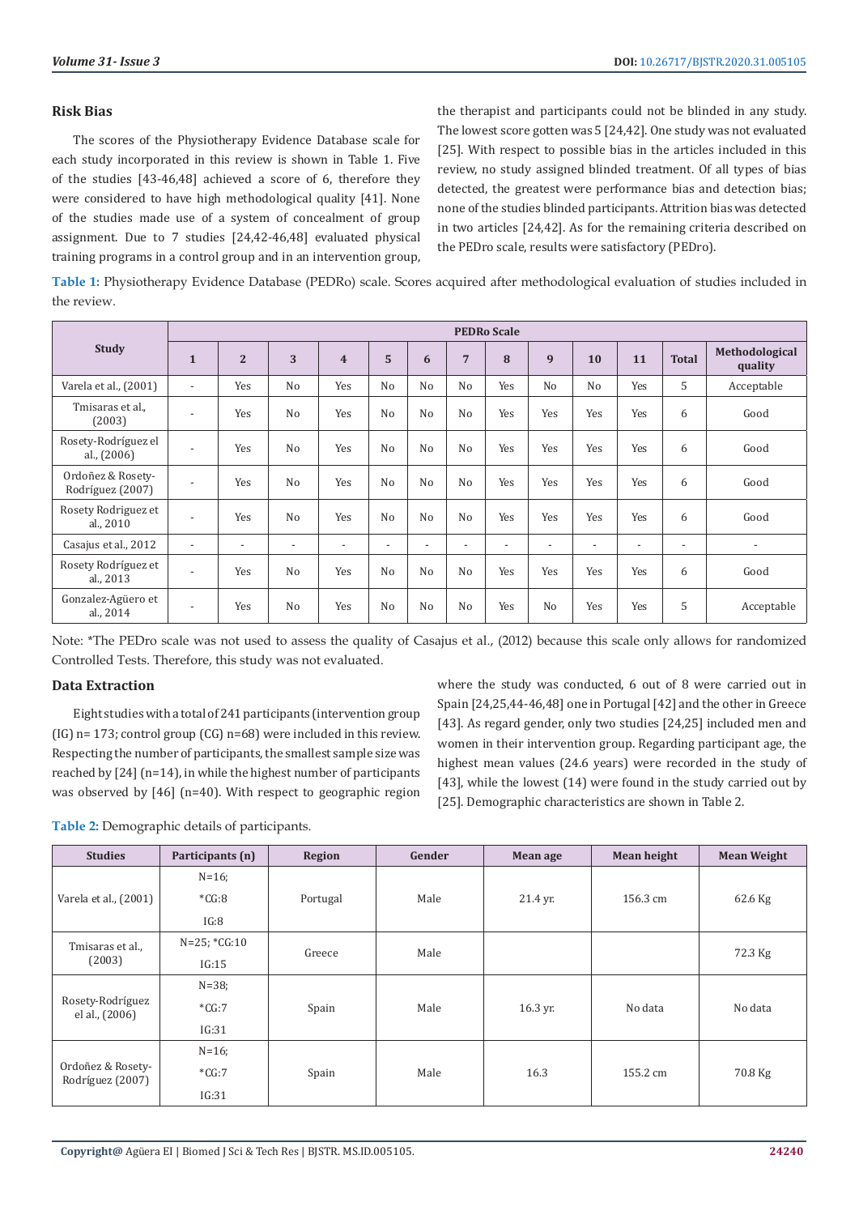## Risk Bias

The scores of the Physiotherapy Evidence Database scale for each study incorporated in this review is shown in Table 1. Five of the studies [43-46,48] achieved a score of 6, therefore they were considered to have high methodological quality [41]. None of the studies made use of a system of concealment of group assignment. Due to 7 studies [24,42-46,48] evaluated physical training programs in a control group and in an intervention group, the therapist and participants could not be blinded in any study. The lowest score gotten was 5 [24,42]. One study was not evaluated [25]. With respect to possible bias in the articles included in this review, no study assigned blinded treatment. Of all types of bias detected, the greatest were performance bias and detection bias; none of the studies blinded participants. Attrition bias was detected in two articles [24,42]. As for the remaining criteria described on the PEDro scale, results were satisfactory (PEDro).

**Table 1:** Physiotherapy Evidence Database (PEDRo) scale. Scores acquired after methodological evaluation of studies included in the review.

| Study | PEDRo Scale | | | | | | | | | | | | |
|---|---|---|---|---|---|---|---|---|---|---|---|---|---|
| | 1 | 2 | 3 | 4 | 5 | 6 | 7 | 8 | 9 | 10 | 11 | Total | Methodological quality |
| Varela et al., (2001) | - | Yes | No | Yes | No | No | No | Yes | No | No | Yes | 5 | Acceptable |
| Tmisaras et al., (2003) | - | Yes | No | Yes | No | No | No | Yes | Yes | Yes | Yes | 6 | Good |
| Rosety-Rodríguez el al., (2006) | - | Yes | No | Yes | No | No | No | Yes | Yes | Yes | Yes | 6 | Good |
| Ordoñez & Rosety-Rodríguez (2007) | - | Yes | No | Yes | No | No | No | Yes | Yes | Yes | Yes | 6 | Good |
| Rosety Rodriguez et al., 2010 | - | Yes | No | Yes | No | No | No | Yes | Yes | Yes | Yes | 6 | Good |
| Casajus et al., 2012 | - | - | - | - | - | - | - | - | - | - | - | - | - |
| Rosety Rodríguez et al., 2013 | - | Yes | No | Yes | No | No | No | Yes | Yes | Yes | Yes | 6 | Good |
| Gonzalez-Agüero et al., 2014 | - | Yes | No | Yes | No | No | No | Yes | No | Yes | Yes | 5 | Acceptable |

Note: *The PEDro scale was not used to assess the quality of Casajus et al., (2012) because this scale only allows for randomized Controlled Tests. Therefore, this study was not evaluated.

## Data Extraction

Eight studies with a total of 241 participants (intervention group (IG) n= 173; control group (CG) n=68) were included in this review. Respecting the number of participants, the smallest sample size was reached by [24] (n=14), in while the highest number of participants was observed by [46] (n=40). With respect to geographic region where the study was conducted, 6 out of 8 were carried out in Spain [24,25,44-46,48] one in Portugal [42] and the other in Greece [43]. As regard gender, only two studies [24,25] included men and women in their intervention group. Regarding participant age, the highest mean values (24.6 years) were recorded in the study of [43], while the lowest (14) were found in the study carried out by [25]. Demographic characteristics are shown in Table 2.

**Table 2:** Demographic details of participants.

| Studies | Participants (n) | Region | Gender | Mean age | Mean height | Mean Weight |
|---|---|---|---|---|---|---|
| Varela et al., (2001) | N=16; *CG:8 IG:8 | Portugal | Male | 21.4 yr. | 156.3 cm | 62.6 Kg |
| Tmisaras et al., (2003) | N=25; *CG:10 IG:15 | Greece | Male | | | 72.3 Kg |
| Rosety-Rodríguez el al., (2006) | N=38; *CG:7 IG:31 | Spain | Male | 16.3 yr. | No data | No data |
| Ordoñez & Rosety-Rodríguez (2007) | N=16; *CG:7 IG:31 | Spain | Male | 16.3 | 155.2 cm | 70.8 Kg |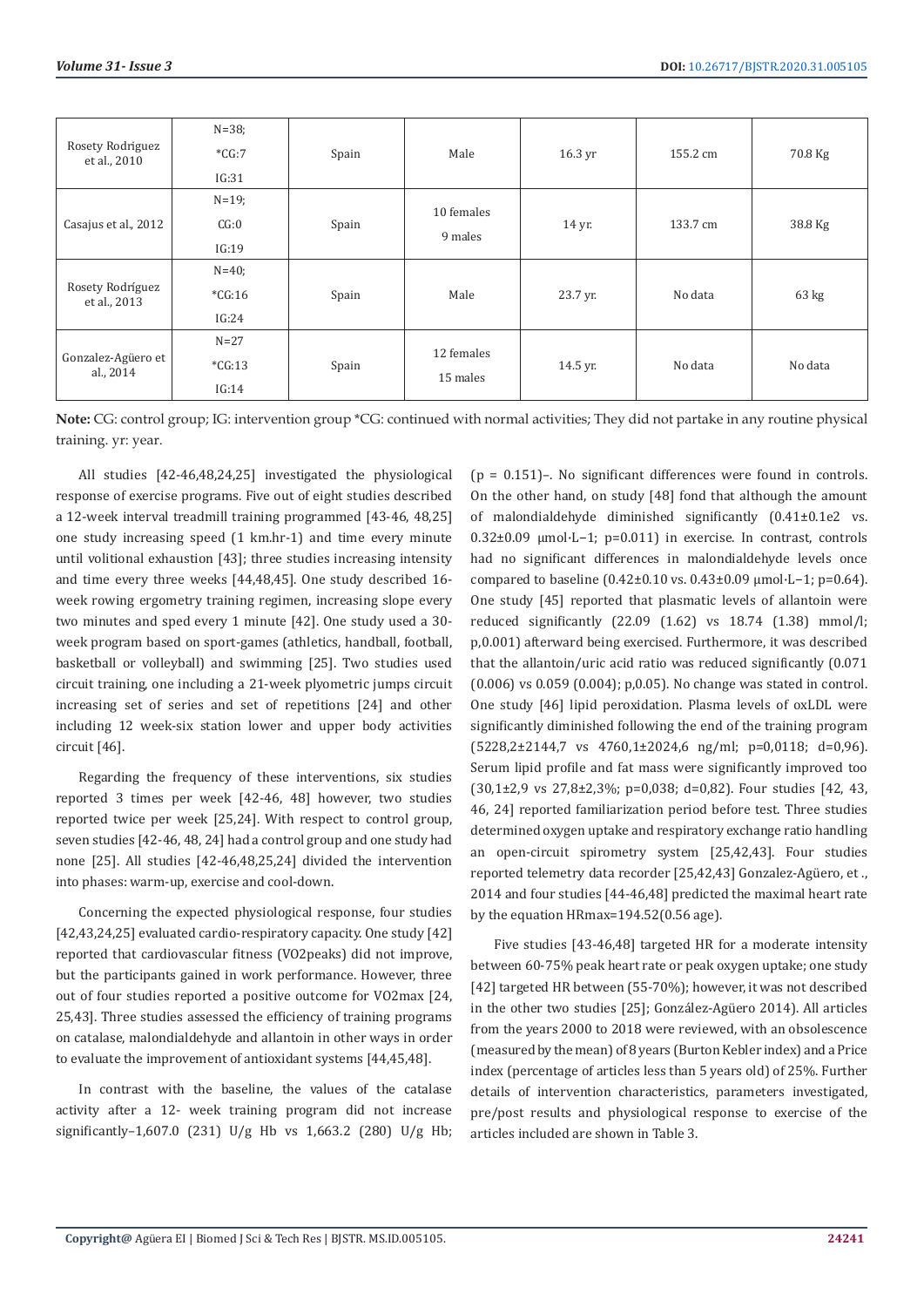| | | | | | | |
|---|---|---|---|---|---|---|
| Rosety Rodriguez et al., 2010 | N=38; *CG:7 IG:31 | Spain | Male | 16.3 yr | 155.2 cm | 70.8 Kg |
| Casajus et al., 2012 | N=19; CG:0 IG:19 | Spain | 10 females 9 males | 14 yr. | 133.7 cm | 38.8 Kg |
| Rosety Rodríguez et al., 2013 | N=40; *CG:16 IG:24 | Spain | Male | 23.7 yr. | No data | 63 kg |
| Gonzalez-Agüero et al., 2014 | N=27 *CG:13 IG:14 | Spain | 12 females 15 males | 14.5 yr. | No data | No data |

**Note:** CG: control group; IG: intervention group *CG: continued with normal activities; They did not partake in any routine physical training. yr: year.

All studies [42-46,48,24,25] investigated the physiological response of exercise programs. Five out of eight studies described a 12-week interval treadmill training programmed [43-46, 48,25] one study increasing speed (1 km.hr-1) and time every minute until volitional exhaustion [43]; three studies increasing intensity and time every three weeks [44,48,45]. One study described 16-week rowing ergometry training regimen, increasing slope every two minutes and sped every 1 minute [42]. One study used a 30-week program based on sport-games (athletics, handball, football, basketball or volleyball) and swimming [25]. Two studies used circuit training, one including a 21-week plyometric jumps circuit increasing set of series and set of repetitions [24] and other including 12 week-six station lower and upper body activities circuit [46].

Regarding the frequency of these interventions, six studies reported 3 times per week [42-46, 48] however, two studies reported twice per week [25,24]. With respect to control group, seven studies [42-46, 48, 24] had a control group and one study had none [25]. All studies [42-46,48,25,24] divided the intervention into phases: warm-up, exercise and cool-down.

Concerning the expected physiological response, four studies [42,43,24,25] evaluated cardio-respiratory capacity. One study [42] reported that cardiovascular fitness (VO2peaks) did not improve, but the participants gained in work performance. However, three out of four studies reported a positive outcome for VO2max [24, 25,43]. Three studies assessed the efficiency of training programs on catalase, malondialdehyde and allantoin in other ways in order to evaluate the improvement of antioxidant systems [44,45,48].

In contrast with the baseline, the values of the catalase activity after a 12- week training program did not increase significantly–1,607.0 (231) U/g Hb vs 1,663.2 (280) U/g Hb; (p = 0.151)–. No significant differences were found in controls. On the other hand, on study [48] fond that although the amount of malondialdehyde diminished significantly (0.41±0.1e2 vs. 0.32±0.09 μmol·L−1; p=0.011) in exercise. In contrast, controls had no significant differences in malondialdehyde levels once compared to baseline (0.42±0.10 vs. 0.43±0.09 μmol·L−1; p=0.64). One study [45] reported that plasmatic levels of allantoin were reduced significantly (22.09 (1.62) vs 18.74 (1.38) mmol/l; p,0.001) afterward being exercised. Furthermore, it was described that the allantoin/uric acid ratio was reduced significantly (0.071 (0.006) vs 0.059 (0.004); p,0.05). No change was stated in control. One study [46] lipid peroxidation. Plasma levels of oxLDL were significantly diminished following the end of the training program (5228,2±2144,7 vs 4760,1±2024,6 ng/ml; p=0,0118; d=0,96). Serum lipid profile and fat mass were significantly improved too (30,1±2,9 vs 27,8±2,3%; p=0,038; d=0,82). Four studies [42, 43, 46, 24] reported familiarization period before test. Three studies determined oxygen uptake and respiratory exchange ratio handling an open-circuit spirometry system [25,42,43]. Four studies reported telemetry data recorder [25,42,43] Gonzalez-Agüero, et ., 2014 and four studies [44-46,48] predicted the maximal heart rate by the equation HRmax=194.52(0.56 age).

Five studies [43-46,48] targeted HR for a moderate intensity between 60-75% peak heart rate or peak oxygen uptake; one study [42] targeted HR between (55-70%); however, it was not described in the other two studies [25]; González-Agüero 2014). All articles from the years 2000 to 2018 were reviewed, with an obsolescence (measured by the mean) of 8 years (Burton Kebler index) and a Price index (percentage of articles less than 5 years old) of 25%. Further details of intervention characteristics, parameters investigated, pre/post results and physiological response to exercise of the articles included are shown in Table 3.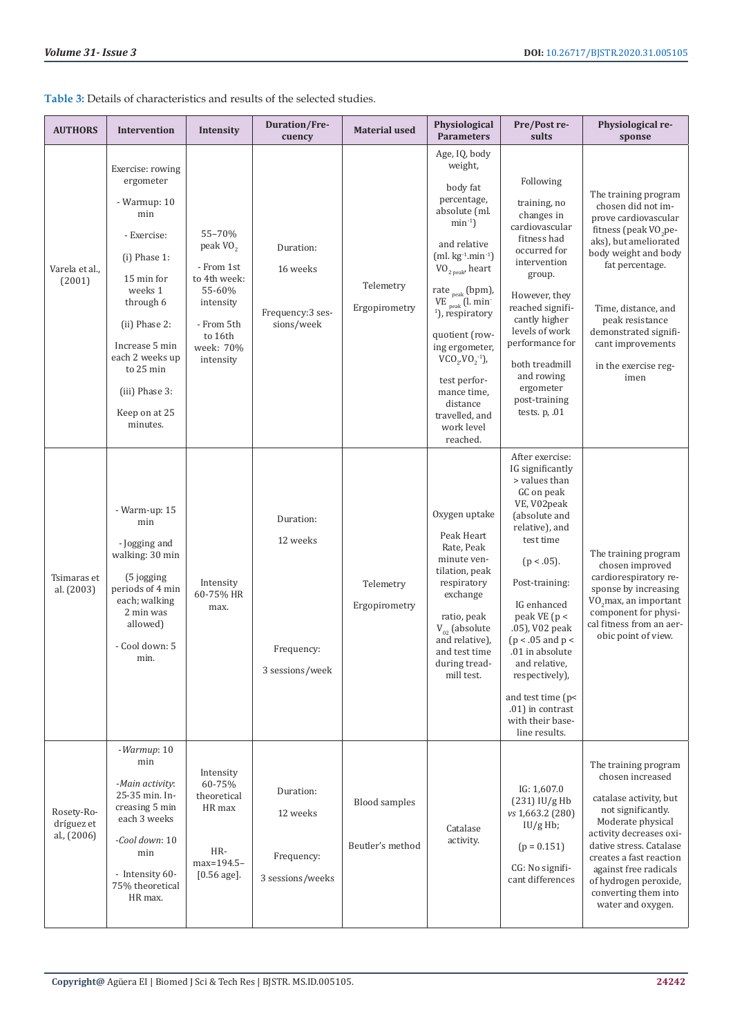**Table 3:** Details of characteristics and results of the selected studies.

| AUTHORS | Intervention | Intensity | Duration/Frequency | Material used | Physiological Parameters | Pre/Post results | Physiological response |
|---|---|---|---|---|---|---|---|
| Varela et al., (2001) | Exercise: rowing ergometer<br><br>- Warmup: 10 min<br><br>- Exercise:<br><br>(i) Phase 1:<br><br>15 min for weeks 1 through 6<br><br>(ii) Phase 2:<br><br>Increase 5 min each 2 weeks up to 25 min<br><br>(iii) Phase 3:<br><br>Keep on at 25 minutes. | 55–70% peak $VO_2$<br><br>- From 1st to 4th week: 55-60% intensity<br><br>- From 5th to 16th week: 70% intensity | Duration:<br><br>16 weeks<br><br>Frequency:3 sessions/week | Telemetry<br><br>Ergopirometry | Age, IQ, body weight,<br><br>body fat percentage, absolute (ml. $min^{-1}$)<br><br>and relative (ml. $kg^{-1}.min^{-1}$) $VO_{2\,peak}$, heart<br><br>rate $_{peak}$ (bpm), VE $_{peak}$ (l. $min^{-1}$), respiratory<br><br>quotient (rowing ergometer, $VCO_2.VO_2^{-1}$),<br><br>test performance time, distance travelled, and work level reached. | Following<br><br>training, no changes in cardiovascular fitness had occurred for intervention group.<br><br>However, they reached significantly higher levels of work performance for<br><br>both treadmill and rowing ergometer post-training tests. p, .01 | The training program chosen did not improve cardiovascular fitness (peak $VO_2$peaks), but ameliorated body weight and body fat percentage.<br><br>Time, distance, and peak resistance demonstrated significant improvements<br><br>in the exercise regimen |
| Tsimaras et al. (2003) | - Warm-up: 15 min<br><br>- Jogging and walking: 30 min<br><br>(5 jogging periods of 4 min each; walking 2 min was allowed)<br><br>- Cool down: 5 min. | Intensity 60-75% HR max. | Duration:<br><br>12 weeks<br><br>Frequency:<br><br>3 sessions/week | Telemetry<br><br>Ergopirometry | Oxygen uptake<br><br>Peak Heart Rate, Peak minute ventilation, peak respiratory exchange<br><br>ratio, peak $V_{02}$ (absolute and relative), and test time during treadmill test. | After exercise: IG significantly > values than GC on peak VE, V02peak (absolute and relative), and test time<br><br>($p < .05$).<br><br>Post-training:<br><br>IG enhanced peak VE ($p < .05$), V02 peak ($p < .05$ and $p < .01$ in absolute and relative, respectively),<br><br>and test time ($p < .01$) in contrast with their baseline results. | The training program chosen improved cardiorespiratory response by increasing $VO_2$max, an important component for physical fitness from an aerobic point of view. |
| Rosety-Rodríguez et al., (2006) | -*Warmup*: 10 min<br><br>-*Main activity*: 25-35 min. Increasing 5 min each 3 weeks<br><br>-*Cool down*: 10 min<br><br>- Intensity 60-75% theoretical HR max. | Intensity 60-75% theoretical HR max<br><br>HR-max=194.5–[0.56 age]. | Duration:<br><br>12 weeks<br><br>Frequency:<br><br>3 sessions/weeks | Blood samples<br><br>Beutler's method | Catalase activity. | IG: 1,607.0 (231) IU/g Hb *vs* 1,663.2 (280) IU/g Hb;<br><br>($p = 0.151$)<br><br>CG: No significant differences | The training program chosen increased<br><br>catalase activity, but not significantly. Moderate physical activity decreases oxidative stress. Catalase creates a fast reaction against free radicals of hydrogen peroxide, converting them into water and oxygen. |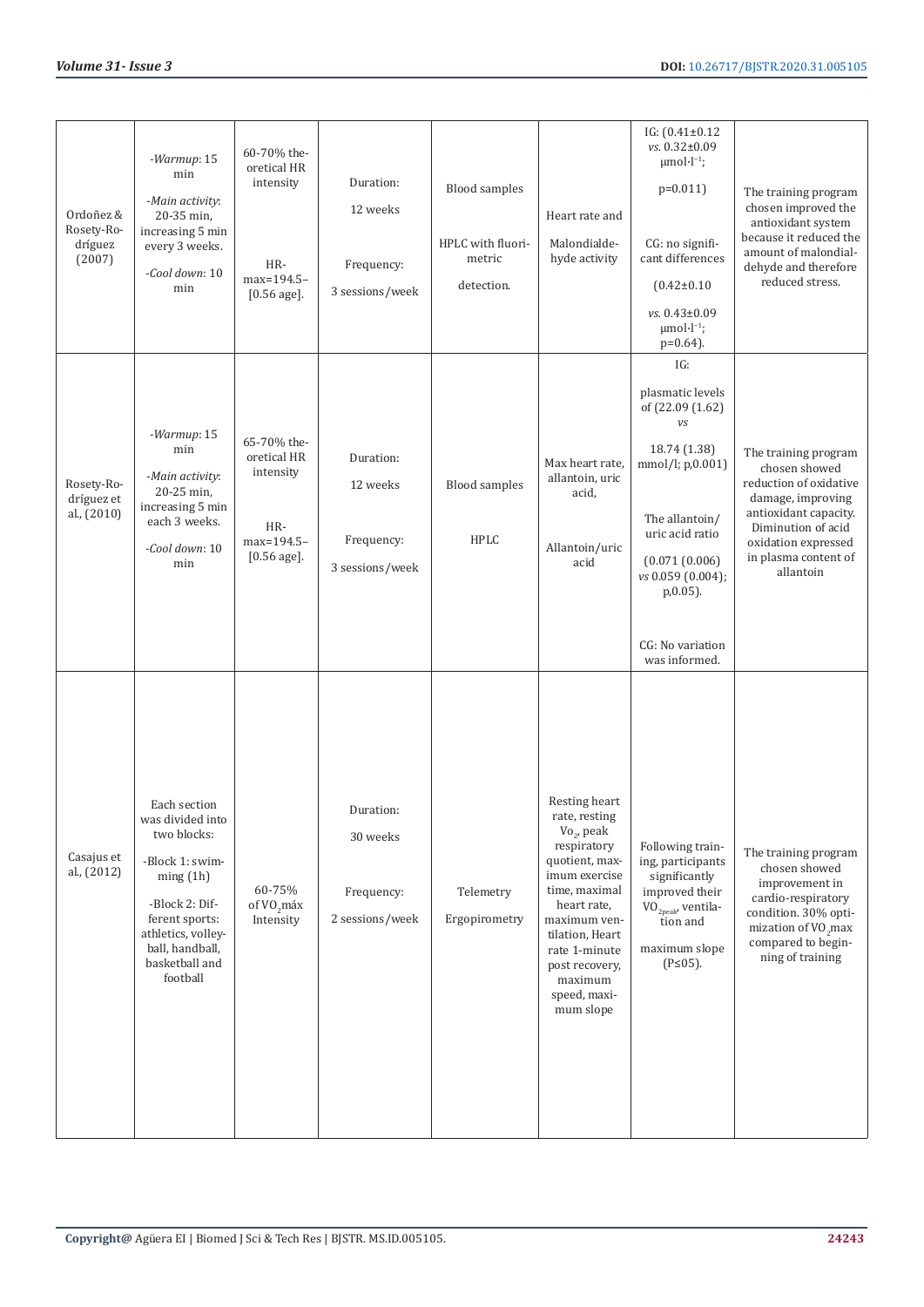| | | | | | | | |
|---|---|---|---|---|---|---|---|
| Ordoñez & Rosety-Rodríguez (2007) | -*Warmup*: 15 min<br>-*Main activity*: 20-35 min, increasing 5 min every 3 weeks.<br>-*Cool down*: 10 min | 60-70% theoretical HR intensity<br><br>HRmax=194.5–[0.56 age]. | Duration:<br>12 weeks<br><br>Frequency:<br>3 sessions/week | Blood samples<br><br>HPLC with fluorimetric detection. | Heart rate and Malondialdehyde activity | IG: (0.41±0.12 *vs.* 0.32±0.09 $\mu mol \cdot l^{-1}$; p=0.011)<br><br>CG: no significant differences (0.42±0.10 *vs.* 0.43±0.09 $\mu mol \cdot l^{-1}$; p=0.64). | The training program chosen improved the antioxidant system because it reduced the amount of malondialdehyde and therefore reduced stress. |
| Rosety-Rodríguez et al., (2010) | -*Warmup*: 15 min<br>-*Main activity*: 20-25 min, increasing 5 min each 3 weeks.<br>-*Cool down*: 10 min | 65-70% theoretical HR intensity<br><br>HRmax=194.5–[0.56 age]. | Duration:<br>12 weeks<br><br>Frequency:<br>3 sessions/week | Blood samples<br><br>HPLC | Max heart rate, allantoin, uric acid,<br><br>Allantoin/uric acid | IG:<br>plasmatic levels of (22.09 (1.62) *vs* 18.74 (1.38) mmol/l; p,0.001)<br><br>The allantoin/uric acid ratio (0.071 (0.006) *vs* 0.059 (0.004); p,0.05).<br><br>CG: No variation was informed. | The training program chosen showed reduction of oxidative damage, improving antioxidant capacity. Diminution of acid oxidation expressed in plasma content of allantoin |
| Casajus et al., (2012) | Each section was divided into two blocks:<br>-Block 1: swimming (1h)<br>-Block 2: Different sports: athletics, volleyball, handball, basketball and football | 60-75% of $VO_2$máx Intensity | Duration:<br>30 weeks<br><br>Frequency:<br>2 sessions/week | Telemetry<br><br>Ergopirometry | Resting heart rate, resting $Vo_2$, peak respiratory quotient, maximum exercise time, maximal heart rate, maximum ventilation, Heart rate 1-minute post recovery, maximum speed, maximum slope | Following training, participants significantly improved their $VO_{2peak}$, ventilation and maximum slope (P≤05). | The training program chosen showed improvement in cardio-respiratory condition. 30% optimization of $VO_2$max compared to beginning of training |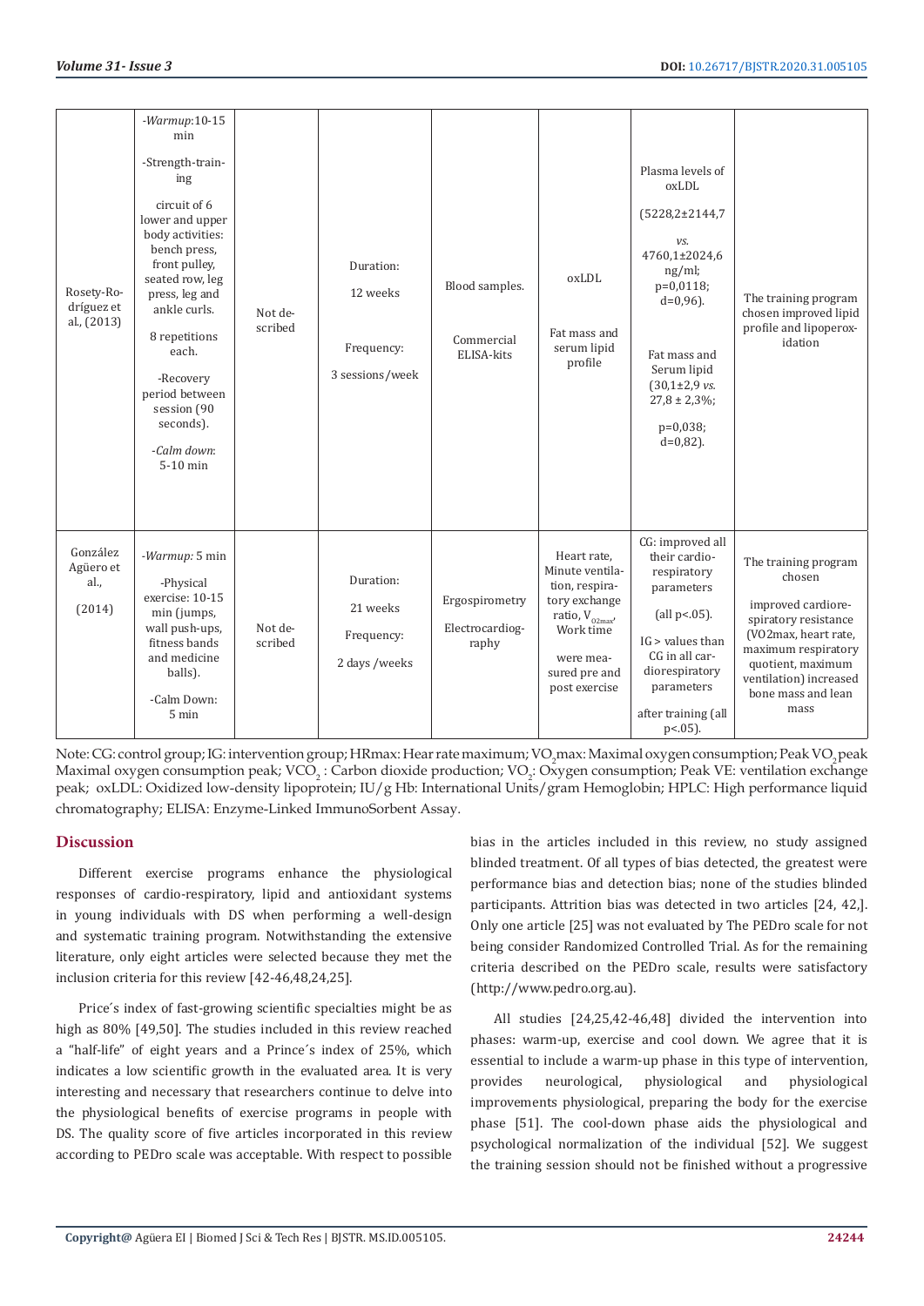| | | | | | | | |
|---|---|---|---|---|---|---|---|
| Rosety-Rodríguez et al., (2013) | -*Warmup*:10-15 min<br><br>-Strength-training<br><br>circuit of 6 lower and upper body activities: bench press, front pulley, seated row, leg press, leg and ankle curls.<br><br>8 repetitions each.<br><br>-Recovery period between session (90 seconds).<br><br>-*Calm down*: 5-10 min | Not described | Duration:<br><br>12 weeks<br><br>Frequency:<br><br>3 sessions/week | Blood samples.<br><br>Commercial ELISA-kits | oxLDL<br><br>Fat mass and serum lipid profile | Plasma levels of oxLDL<br><br>(5228,2±2144,7<br><br>*vs.* 4760,1±2024,6 ng/ml; p=0,0118; d=0,96).<br><br>Fat mass and Serum lipid (30,1±2,9 *vs.* 27,8 ± 2,3%;<br><br>p=0,038; d=0,82). | The training program chosen improved lipid profile and lipoperoxidation |
| González Agüero et al.,<br><br>(2014) | -*Warmup:* 5 min<br><br>-Physical exercise: 10-15 min (jumps, wall push-ups, fitness bands and medicine balls).<br><br>-Calm Down: 5 min | Not described | Duration:<br><br>21 weeks<br><br>Frequency:<br><br>2 days /weeks | Ergospirometry<br><br>Electrocardiography | Heart rate, Minute ventilation, respiratory exchange ratio, $V_{02max}$, Work time<br><br>were measured pre and post exercise | CG: improved all their cardiorespiratory parameters<br><br>(all p<.05).<br><br>IG > values than CG in all cardiorespiratory parameters<br><br>after training (all p<.05). | The training program chosen<br><br>improved cardiorespiratory resistance (VO2max, heart rate, maximum respiratory quotient, maximum ventilation) increased bone mass and lean mass |

Note: CG: control group; IG: intervention group; HRmax: Hear rate maximum; $VO_2$max: Maximal oxygen consumption; Peak $VO_2$peak Maximal oxygen consumption peak; $VCO_2$ : Carbon dioxide production; $VO_2$: Oxygen consumption; Peak VE: ventilation exchange peak; oxLDL: Oxidized low-density lipoprotein; IU/g Hb: International Units/gram Hemoglobin; HPLC: High performance liquid chromatography; ELISA: Enzyme-Linked ImmunoSorbent Assay.

## Discussion

Different exercise programs enhance the physiological responses of cardio-respiratory, lipid and antioxidant systems in young individuals with DS when performing a well-design and systematic training program. Notwithstanding the extensive literature, only eight articles were selected because they met the inclusion criteria for this review [42-46,48,24,25].

Price´s index of fast-growing scientific specialties might be as high as 80% [49,50]. The studies included in this review reached a "half-life" of eight years and a Prince´s index of 25%, which indicates a low scientific growth in the evaluated area. It is very interesting and necessary that researchers continue to delve into the physiological benefits of exercise programs in people with DS. The quality score of five articles incorporated in this review according to PEDro scale was acceptable. With respect to possible bias in the articles included in this review, no study assigned blinded treatment. Of all types of bias detected, the greatest were performance bias and detection bias; none of the studies blinded participants. Attrition bias was detected in two articles [24, 42,]. Only one article [25] was not evaluated by The PEDro scale for not being consider Randomized Controlled Trial. As for the remaining criteria described on the PEDro scale, results were satisfactory (http://www.pedro.org.au).

All studies [24,25,42-46,48] divided the intervention into phases: warm-up, exercise and cool down. We agree that it is essential to include a warm-up phase in this type of intervention, provides neurological, physiological and physiological improvements physiological, preparing the body for the exercise phase [51]. The cool-down phase aids the physiological and psychological normalization of the individual [52]. We suggest the training session should not be finished without a progressive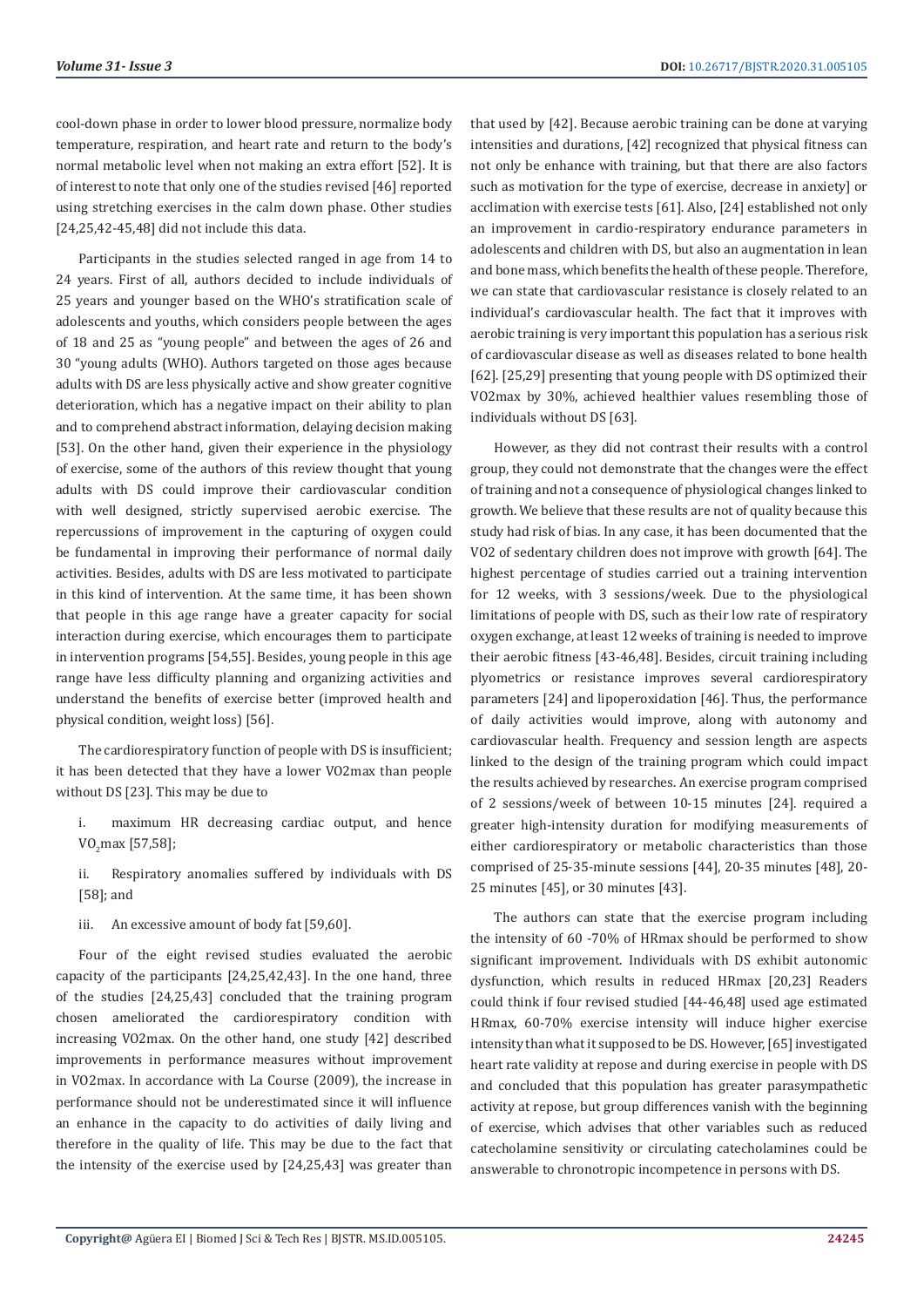cool-down phase in order to lower blood pressure, normalize body temperature, respiration, and heart rate and return to the body's normal metabolic level when not making an extra effort [52]. It is of interest to note that only one of the studies revised [46] reported using stretching exercises in the calm down phase. Other studies [24,25,42-45,48] did not include this data.

Participants in the studies selected ranged in age from 14 to 24 years. First of all, authors decided to include individuals of 25 years and younger based on the WHO's stratification scale of adolescents and youths, which considers people between the ages of 18 and 25 as "young people" and between the ages of 26 and 30 "young adults (WHO). Authors targeted on those ages because adults with DS are less physically active and show greater cognitive deterioration, which has a negative impact on their ability to plan and to comprehend abstract information, delaying decision making [53]. On the other hand, given their experience in the physiology of exercise, some of the authors of this review thought that young adults with DS could improve their cardiovascular condition with well designed, strictly supervised aerobic exercise. The repercussions of improvement in the capturing of oxygen could be fundamental in improving their performance of normal daily activities. Besides, adults with DS are less motivated to participate in this kind of intervention. At the same time, it has been shown that people in this age range have a greater capacity for social interaction during exercise, which encourages them to participate in intervention programs [54,55]. Besides, young people in this age range have less difficulty planning and organizing activities and understand the benefits of exercise better (improved health and physical condition, weight loss) [56].

The cardiorespiratory function of people with DS is insufficient; it has been detected that they have a lower VO2max than people without DS [23]. This may be due to

i. maximum HR decreasing cardiac output, and hence $VO_2$max [57,58];

ii. Respiratory anomalies suffered by individuals with DS [58]; and

iii. An excessive amount of body fat [59,60].

Four of the eight revised studies evaluated the aerobic capacity of the participants [24,25,42,43]. In the one hand, three of the studies [24,25,43] concluded that the training program chosen ameliorated the cardiorespiratory condition with increasing VO2max. On the other hand, one study [42] described improvements in performance measures without improvement in VO2max. In accordance with La Course (2009), the increase in performance should not be underestimated since it will influence an enhance in the capacity to do activities of daily living and therefore in the quality of life. This may be due to the fact that the intensity of the exercise used by [24,25,43] was greater than that used by [42]. Because aerobic training can be done at varying intensities and durations, [42] recognized that physical fitness can not only be enhance with training, but that there are also factors such as motivation for the type of exercise, decrease in anxiety] or acclimation with exercise tests [61]. Also, [24] established not only an improvement in cardio-respiratory endurance parameters in adolescents and children with DS, but also an augmentation in lean and bone mass, which benefits the health of these people. Therefore, we can state that cardiovascular resistance is closely related to an individual's cardiovascular health. The fact that it improves with aerobic training is very important this population has a serious risk of cardiovascular disease as well as diseases related to bone health [62]. [25,29] presenting that young people with DS optimized their VO2max by 30%, achieved healthier values resembling those of individuals without DS [63].

However, as they did not contrast their results with a control group, they could not demonstrate that the changes were the effect of training and not a consequence of physiological changes linked to growth. We believe that these results are not of quality because this study had risk of bias. In any case, it has been documented that the VO2 of sedentary children does not improve with growth [64]. The highest percentage of studies carried out a training intervention for 12 weeks, with 3 sessions/week. Due to the physiological limitations of people with DS, such as their low rate of respiratory oxygen exchange, at least 12 weeks of training is needed to improve their aerobic fitness [43-46,48]. Besides, circuit training including plyometrics or resistance improves several cardiorespiratory parameters [24] and lipoperoxidation [46]. Thus, the performance of daily activities would improve, along with autonomy and cardiovascular health. Frequency and session length are aspects linked to the design of the training program which could impact the results achieved by researches. An exercise program comprised of 2 sessions/week of between 10-15 minutes [24]. required a greater high-intensity duration for modifying measurements of either cardiorespiratory or metabolic characteristics than those comprised of 25-35-minute sessions [44], 20-35 minutes [48], 20-25 minutes [45], or 30 minutes [43].

The authors can state that the exercise program including the intensity of 60 -70% of HRmax should be performed to show significant improvement. Individuals with DS exhibit autonomic dysfunction, which results in reduced HRmax [20,23] Readers could think if four revised studied [44-46,48] used age estimated HRmax, 60-70% exercise intensity will induce higher exercise intensity than what it supposed to be DS. However, [65] investigated heart rate validity at repose and during exercise in people with DS and concluded that this population has greater parasympathetic activity at repose, but group differences vanish with the beginning of exercise, which advises that other variables such as reduced catecholamine sensitivity or circulating catecholamines could be answerable to chronotropic incompetence in persons with DS.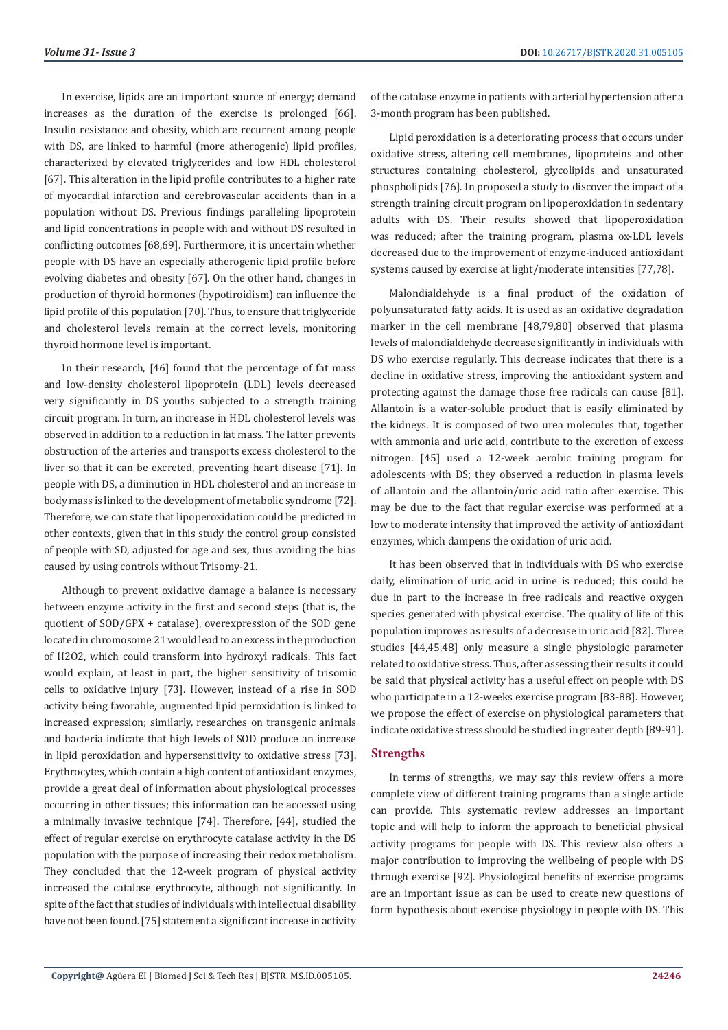In exercise, lipids are an important source of energy; demand increases as the duration of the exercise is prolonged [66]. Insulin resistance and obesity, which are recurrent among people with DS, are linked to harmful (more atherogenic) lipid profiles, characterized by elevated triglycerides and low HDL cholesterol [67]. This alteration in the lipid profile contributes to a higher rate of myocardial infarction and cerebrovascular accidents than in a population without DS. Previous findings paralleling lipoprotein and lipid concentrations in people with and without DS resulted in conflicting outcomes [68,69]. Furthermore, it is uncertain whether people with DS have an especially atherogenic lipid profile before evolving diabetes and obesity [67]. On the other hand, changes in production of thyroid hormones (hypotiroidism) can influence the lipid profile of this population [70]. Thus, to ensure that triglyceride and cholesterol levels remain at the correct levels, monitoring thyroid hormone level is important.

In their research, [46] found that the percentage of fat mass and low-density cholesterol lipoprotein (LDL) levels decreased very significantly in DS youths subjected to a strength training circuit program. In turn, an increase in HDL cholesterol levels was observed in addition to a reduction in fat mass. The latter prevents obstruction of the arteries and transports excess cholesterol to the liver so that it can be excreted, preventing heart disease [71]. In people with DS, a diminution in HDL cholesterol and an increase in body mass is linked to the development of metabolic syndrome [72]. Therefore, we can state that lipoperoxidation could be predicted in other contexts, given that in this study the control group consisted of people with SD, adjusted for age and sex, thus avoiding the bias caused by using controls without Trisomy-21.

Although to prevent oxidative damage a balance is necessary between enzyme activity in the first and second steps (that is, the quotient of SOD/GPX + catalase), overexpression of the SOD gene located in chromosome 21 would lead to an excess in the production of H2O2, which could transform into hydroxyl radicals. This fact would explain, at least in part, the higher sensitivity of trisomic cells to oxidative injury [73]. However, instead of a rise in SOD activity being favorable, augmented lipid peroxidation is linked to increased expression; similarly, researches on transgenic animals and bacteria indicate that high levels of SOD produce an increase in lipid peroxidation and hypersensitivity to oxidative stress [73]. Erythrocytes, which contain a high content of antioxidant enzymes, provide a great deal of information about physiological processes occurring in other tissues; this information can be accessed using a minimally invasive technique [74]. Therefore, [44], studied the effect of regular exercise on erythrocyte catalase activity in the DS population with the purpose of increasing their redox metabolism. They concluded that the 12-week program of physical activity increased the catalase erythrocyte, although not significantly. In spite of the fact that studies of individuals with intellectual disability have not been found. [75] statement a significant increase in activity of the catalase enzyme in patients with arterial hypertension after a 3-month program has been published.

Lipid peroxidation is a deteriorating process that occurs under oxidative stress, altering cell membranes, lipoproteins and other structures containing cholesterol, glycolipids and unsaturated phospholipids [76]. In proposed a study to discover the impact of a strength training circuit program on lipoperoxidation in sedentary adults with DS. Their results showed that lipoperoxidation was reduced; after the training program, plasma ox-LDL levels decreased due to the improvement of enzyme-induced antioxidant systems caused by exercise at light/moderate intensities [77,78].

Malondialdehyde is a final product of the oxidation of polyunsaturated fatty acids. It is used as an oxidative degradation marker in the cell membrane [48,79,80] observed that plasma levels of malondialdehyde decrease significantly in individuals with DS who exercise regularly. This decrease indicates that there is a decline in oxidative stress, improving the antioxidant system and protecting against the damage those free radicals can cause [81]. Allantoin is a water-soluble product that is easily eliminated by the kidneys. It is composed of two urea molecules that, together with ammonia and uric acid, contribute to the excretion of excess nitrogen. [45] used a 12-week aerobic training program for adolescents with DS; they observed a reduction in plasma levels of allantoin and the allantoin/uric acid ratio after exercise. This may be due to the fact that regular exercise was performed at a low to moderate intensity that improved the activity of antioxidant enzymes, which dampens the oxidation of uric acid.

It has been observed that in individuals with DS who exercise daily, elimination of uric acid in urine is reduced; this could be due in part to the increase in free radicals and reactive oxygen species generated with physical exercise. The quality of life of this population improves as results of a decrease in uric acid [82]. Three studies [44,45,48] only measure a single physiologic parameter related to oxidative stress. Thus, after assessing their results it could be said that physical activity has a useful effect on people with DS who participate in a 12-weeks exercise program [83-88]. However, we propose the effect of exercise on physiological parameters that indicate oxidative stress should be studied in greater depth [89-91].

## Strengths

In terms of strengths, we may say this review offers a more complete view of different training programs than a single article can provide. This systematic review addresses an important topic and will help to inform the approach to beneficial physical activity programs for people with DS. This review also offers a major contribution to improving the wellbeing of people with DS through exercise [92]. Physiological benefits of exercise programs are an important issue as can be used to create new questions of form hypothesis about exercise physiology in people with DS. This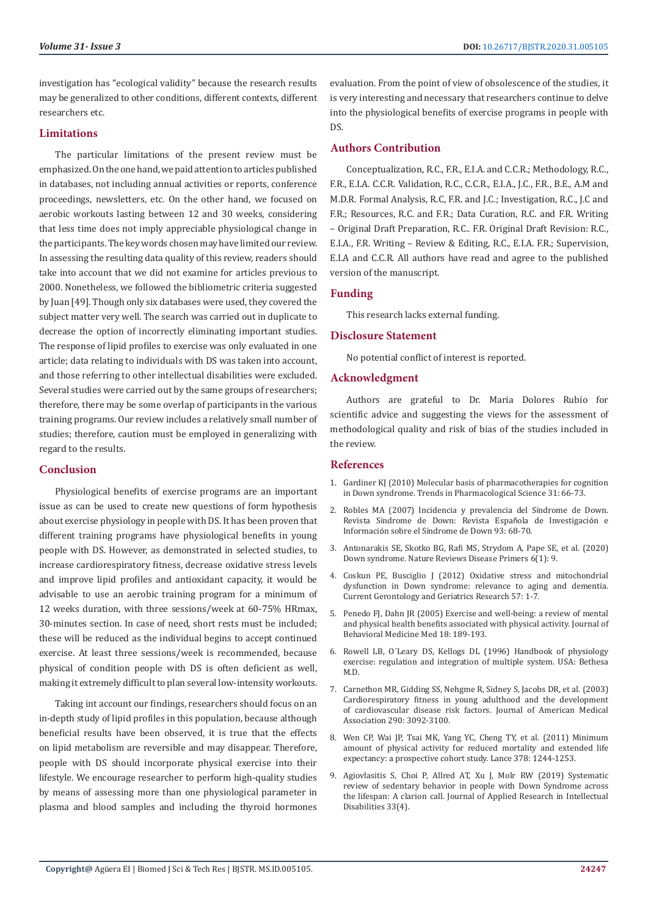investigation has "ecological validity" because the research results may be generalized to other conditions, different contexts, different researchers etc.

## Limitations

The particular limitations of the present review must be emphasized. On the one hand, we paid attention to articles published in databases, not including annual activities or reports, conference proceedings, newsletters, etc. On the other hand, we focused on aerobic workouts lasting between 12 and 30 weeks, considering that less time does not imply appreciable physiological change in the participants. The key words chosen may have limited our review. In assessing the resulting data quality of this review, readers should take into account that we did not examine for articles previous to 2000. Nonetheless, we followed the bibliometric criteria suggested by Juan [49]. Though only six databases were used, they covered the subject matter very well. The search was carried out in duplicate to decrease the option of incorrectly eliminating important studies. The response of lipid profiles to exercise was only evaluated in one article; data relating to individuals with DS was taken into account, and those referring to other intellectual disabilities were excluded. Several studies were carried out by the same groups of researchers; therefore, there may be some overlap of participants in the various training programs. Our review includes a relatively small number of studies; therefore, caution must be employed in generalizing with regard to the results.

## Conclusion

Physiological benefits of exercise programs are an important issue as can be used to create new questions of form hypothesis about exercise physiology in people with DS. It has been proven that different training programs have physiological benefits in young people with DS. However, as demonstrated in selected studies, to increase cardiorespiratory fitness, decrease oxidative stress levels and improve lipid profiles and antioxidant capacity, it would be advisable to use an aerobic training program for a minimum of 12 weeks duration, with three sessions/week at 60-75% HRmax, 30-minutes section. In case of need, short rests must be included; these will be reduced as the individual begins to accept continued exercise. At least three sessions/week is recommended, because physical of condition people with DS is often deficient as well, making it extremely difficult to plan several low-intensity workouts.

Taking int account our findings, researchers should focus on an in-depth study of lipid profiles in this population, because although beneficial results have been observed, it is true that the effects on lipid metabolism are reversible and may disappear. Therefore, people with DS should incorporate physical exercise into their lifestyle. We encourage researcher to perform high-quality studies by means of assessing more than one physiological parameter in plasma and blood samples and including the thyroid hormones evaluation. From the point of view of obsolescence of the studies, it is very interesting and necessary that researchers continue to delve into the physiological benefits of exercise programs in people with DS.

## Authors Contribution

Conceptualization, R.C., F.R., E.I.A. and C.C.R.; Methodology, R.C., F.R., E.I.A. C.C.R. Validation, R.C., C.C.R., E.I.A., J.C., F.R., B.E., A.M and M.D.R. Formal Analysis, R.C, F.R. and J.C.; Investigation, R.C., J.C and F.R.; Resources, R.C. and F.R.; Data Curation, R.C. and F.R. Writing – Original Draft Preparation, R.C.. F.R. Original Draft Revision: R.C., E.I.A., F.R. Writing – Review & Editing, R.C., E.I.A. F.R.; Supervision, E.I.A and C.C.R. All authors have read and agree to the published version of the manuscript.

## Funding

This research lacks external funding.

## Disclosure Statement

No potential conflict of interest is reported.

## Acknowledgment

Authors are grateful to Dr. Maria Dolores Rubio for scientific advice and suggesting the views for the assessment of methodological quality and risk of bias of the studies included in the review.

## References

1. Gardiner KJ (2010) Molecular basis of pharmacotherapies for cognition in Down syndrome. Trends in Pharmacological Science 31: 66-73.
2. Robles MA (2007) Incidencia y prevalencia del Síndrome de Down. Revista Síndrome de Down: Revista Española de Investigación e Información sobre el Síndrome de Down 93: 68-70.
3. Antonarakis SE, Skotko BG, Rafi MS, Strydom A, Pape SE, et al. (2020) Down syndrome. Nature Reviews Disease Primers 6(1): 9.
4. Coskun PE, Busciglio J (2012) Oxidative stress and mitochondrial dysfunction in Down syndrome: relevance to aging and dementia. Current Gerontology and Geriatrics Research 57: 1-7.
5. Penedo FJ, Dahn JR (2005) Exercise and well-being: a review of mental and physical health benefits associated with physical activity. Journal of Behavioral Medicine Med 18: 189-193.
6. Rowell LB, O´Leary DS, Kellogs DL (1996) Handbook of physiology exercise: regulation and integration of multiple system. USA: Bethesa M.D.
7. Carnethon MR, Gidding SS, Nehgme R, Sidney S, Jacobs DR, et al. (2003) Cardiorespiratory fitness in young adulthood and the development of cardiovascular disease risk factors. Journal of American Medical Association 290: 3092-3100.
8. Wen CP, Wai JP, Tsai MK, Yang YC, Cheng TY, et al. (2011) Minimum amount of physical activity for reduced mortality and extended life expectancy: a prospective cohort study. Lance 378: 1244-1253.
9. Agiovlasitis S, Choi P, Allred AT, Xu J, Molr RW (2019) Systematic review of sedentary behavior in people with Down Syndrome across the lifespan: A clarion call. Journal of Applied Research in Intellectual Disabilities 33(4).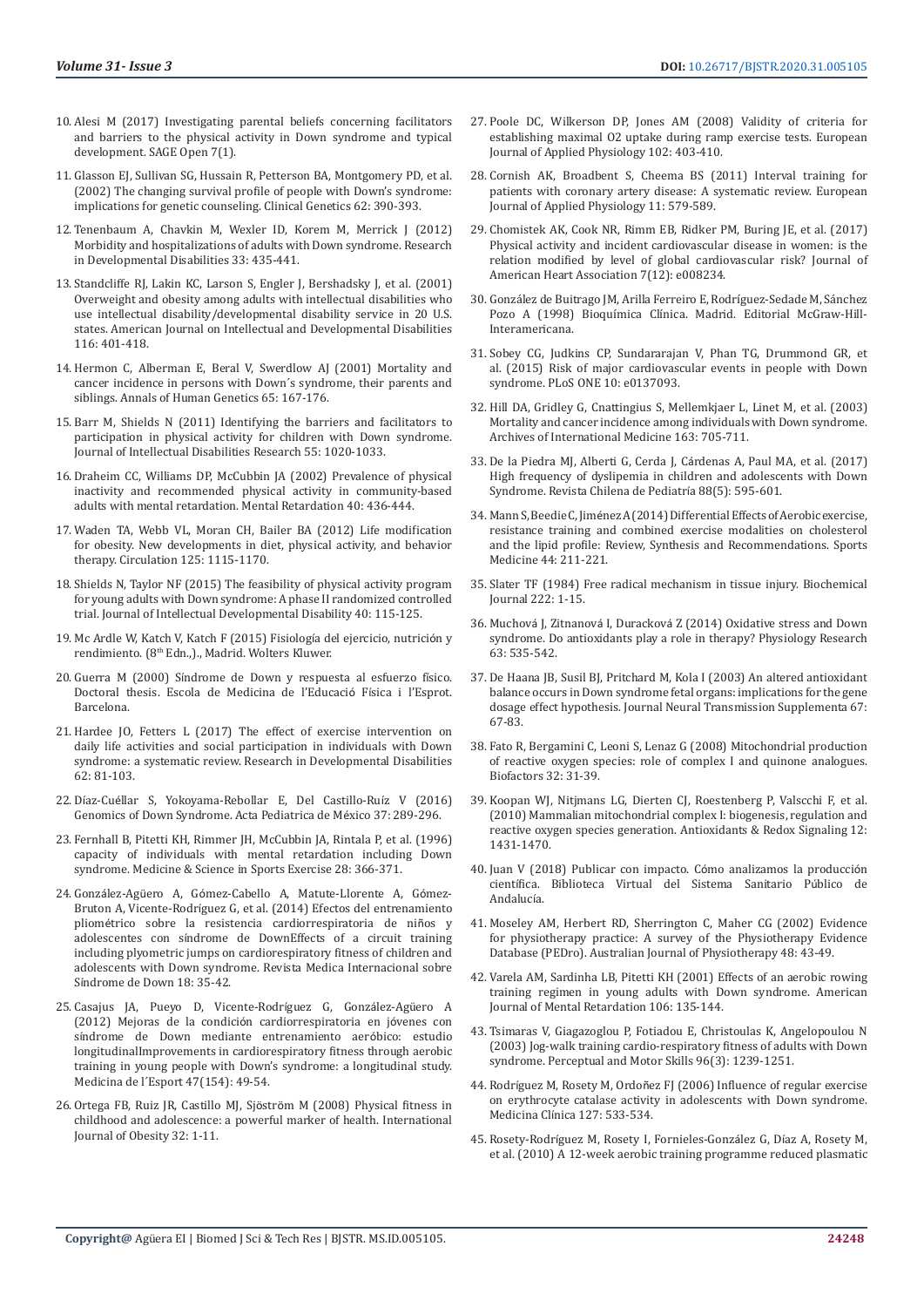10. Alesi M (2017) Investigating parental beliefs concerning facilitators and barriers to the physical activity in Down syndrome and typical development. SAGE Open 7(1).
11. Glasson EJ, Sullivan SG, Hussain R, Petterson BA, Montgomery PD, et al. (2002) The changing survival profile of people with Down's syndrome: implications for genetic counseling. Clinical Genetics 62: 390-393.
12. Tenenbaum A, Chavkin M, Wexler ID, Korem M, Merrick J (2012) Morbidity and hospitalizations of adults with Down syndrome. Research in Developmental Disabilities 33: 435-441.
13. Standcliffe RJ, Lakin KC, Larson S, Engler J, Bershadsky J, et al. (2001) Overweight and obesity among adults with intellectual disabilities who use intellectual disability/developmental disability service in 20 U.S. states. American Journal on Intellectual and Developmental Disabilities 116: 401-418.
14. Hermon C, Alberman E, Beral V, Swerdlow AJ (2001) Mortality and cancer incidence in persons with Down´s syndrome, their parents and siblings. Annals of Human Genetics 65: 167-176.
15. Barr M, Shields N (2011) Identifying the barriers and facilitators to participation in physical activity for children with Down syndrome. Journal of Intellectual Disabilities Research 55: 1020-1033.
16. Draheim CC, Williams DP, McCubbin JA (2002) Prevalence of physical inactivity and recommended physical activity in community-based adults with mental retardation. Mental Retardation 40: 436-444.
17. Waden TA, Webb VL, Moran CH, Bailer BA (2012) Life modification for obesity. New developments in diet, physical activity, and behavior therapy. Circulation 125: 1115-1170.
18. Shields N, Taylor NF (2015) The feasibility of physical activity program for young adults with Down syndrome: A phase II randomized controlled trial. Journal of Intellectual Developmental Disability 40: 115-125.
19. Mc Ardle W, Katch V, Katch F (2015) Fisiología del ejercicio, nutrición y rendimiento. (8th Edn.,)., Madrid. Wolters Kluwer.
20. Guerra M (2000) Síndrome de Down y respuesta al esfuerzo físico. Doctoral thesis. Escola de Medicina de l'Educació Física i l'Esprot. Barcelona.
21. Hardee JO, Fetters L (2017) The effect of exercise intervention on daily life activities and social participation in individuals with Down syndrome: a systematic review. Research in Developmental Disabilities 62: 81-103.
22. Díaz-Cuéllar S, Yokoyama-Rebollar E, Del Castillo-Ruíz V (2016) Genomics of Down Syndrome. Acta Pediatrica de México 37: 289-296.
23. Fernhall B, Pitetti KH, Rimmer JH, McCubbin JA, Rintala P, et al. (1996) capacity of individuals with mental retardation including Down syndrome. Medicine & Science in Sports Exercise 28: 366-371.
24. González-Agüero A, Gómez-Cabello A, Matute-Llorente A, Gómez-Bruton A, Vicente-Rodríguez G, et al. (2014) Efectos del entrenamiento pliométrico sobre la resistencia cardiorrespiratoria de niños y adolescentes con síndrome de DownEffects of a circuit training including plyometric jumps on cardiorespiratory fitness of children and adolescents with Down syndrome. Revista Medica Internacional sobre Síndrome de Down 18: 35-42.
25. Casajus JA, Pueyo D, Vicente-Rodríguez G, González-Agüero A (2012) Mejoras de la condición cardiorrespiratoria en jóvenes con síndrome de Down mediante entrenamiento aeróbico: estudio longitudinalImprovements in cardiorespiratory fitness through aerobic training in young people with Down's syndrome: a longitudinal study. Medicina de l´Esport 47(154): 49-54.
26. Ortega FB, Ruiz JR, Castillo MJ, Sjöström M (2008) Physical fitness in childhood and adolescence: a powerful marker of health. International Journal of Obesity 32: 1-11.
27. Poole DC, Wilkerson DP, Jones AM (2008) Validity of criteria for establishing maximal O2 uptake during ramp exercise tests. European Journal of Applied Physiology 102: 403-410.
28. Cornish AK, Broadbent S, Cheema BS (2011) Interval training for patients with coronary artery disease: A systematic review. European Journal of Applied Physiology 11: 579-589.
29. Chomistek AK, Cook NR, Rimm EB, Ridker PM, Buring JE, et al. (2017) Physical activity and incident cardiovascular disease in women: is the relation modified by level of global cardiovascular risk? Journal of American Heart Association 7(12): e008234.
30. González de Buitrago JM, Arilla Ferreiro E, Rodríguez-Sedade M, Sánchez Pozo A (1998) Bioquímica Clínica. Madrid. Editorial McGraw-Hill-Interamericana.
31. Sobey CG, Judkins CP, Sundararajan V, Phan TG, Drummond GR, et al. (2015) Risk of major cardiovascular events in people with Down syndrome. PLoS ONE 10: e0137093.
32. Hill DA, Gridley G, Cnattingius S, Mellemkjaer L, Linet M, et al. (2003) Mortality and cancer incidence among individuals with Down syndrome. Archives of International Medicine 163: 705-711.
33. De la Piedra MJ, Alberti G, Cerda J, Cárdenas A, Paul MA, et al. (2017) High frequency of dyslipemia in children and adolescents with Down Syndrome. Revista Chilena de Pediatría 88(5): 595-601.
34. Mann S, Beedie C, Jiménez A (2014) Differential Effects of Aerobic exercise, resistance training and combined exercise modalities on cholesterol and the lipid profile: Review, Synthesis and Recommendations. Sports Medicine 44: 211-221.
35. Slater TF (1984) Free radical mechanism in tissue injury. Biochemical Journal 222: 1-15.
36. Muchová J, Zitnanová I, Duracková Z (2014) Oxidative stress and Down syndrome. Do antioxidants play a role in therapy? Physiology Research 63: 535-542.
37. De Haana JB, Susil BJ, Pritchard M, Kola I (2003) An altered antioxidant balance occurs in Down syndrome fetal organs: implications for the gene dosage effect hypothesis. Journal Neural Transmission Supplementa 67: 67-83.
38. Fato R, Bergamini C, Leoni S, Lenaz G (2008) Mitochondrial production of reactive oxygen species: role of complex I and quinone analogues. Biofactors 32: 31-39.
39. Koopan WJ, Nitjmans LG, Dierten CJ, Roestenberg P, Valscchi F, et al. (2010) Mammalian mitochondrial complex I: biogenesis, regulation and reactive oxygen species generation. Antioxidants & Redox Signaling 12: 1431-1470.
40. Juan V (2018) Publicar con impacto. Cómo analizamos la producción científica. Biblioteca Virtual del Sistema Sanitario Público de Andalucía.
41. Moseley AM, Herbert RD, Sherrington C, Maher CG (2002) Evidence for physiotherapy practice: A survey of the Physiotherapy Evidence Database (PEDro). Australian Journal of Physiotherapy 48: 43-49.
42. Varela AM, Sardinha LB, Pitetti KH (2001) Effects of an aerobic rowing training regimen in young adults with Down syndrome. American Journal of Mental Retardation 106: 135-144.
43. Tsimaras V, Giagazoglou P, Fotiadou E, Christoulas K, Angelopoulou N (2003) Jog-walk training cardio-respiratory fitness of adults with Down syndrome. Perceptual and Motor Skills 96(3): 1239-1251.
44. Rodríguez M, Rosety M, Ordoñez FJ (2006) Influence of regular exercise on erythrocyte catalase activity in adolescents with Down syndrome. Medicina Clínica 127: 533-534.
45. Rosety-Rodríguez M, Rosety I, Fornieles-González G, Díaz A, Rosety M, et al. (2010) A 12-week aerobic training programme reduced plasmatic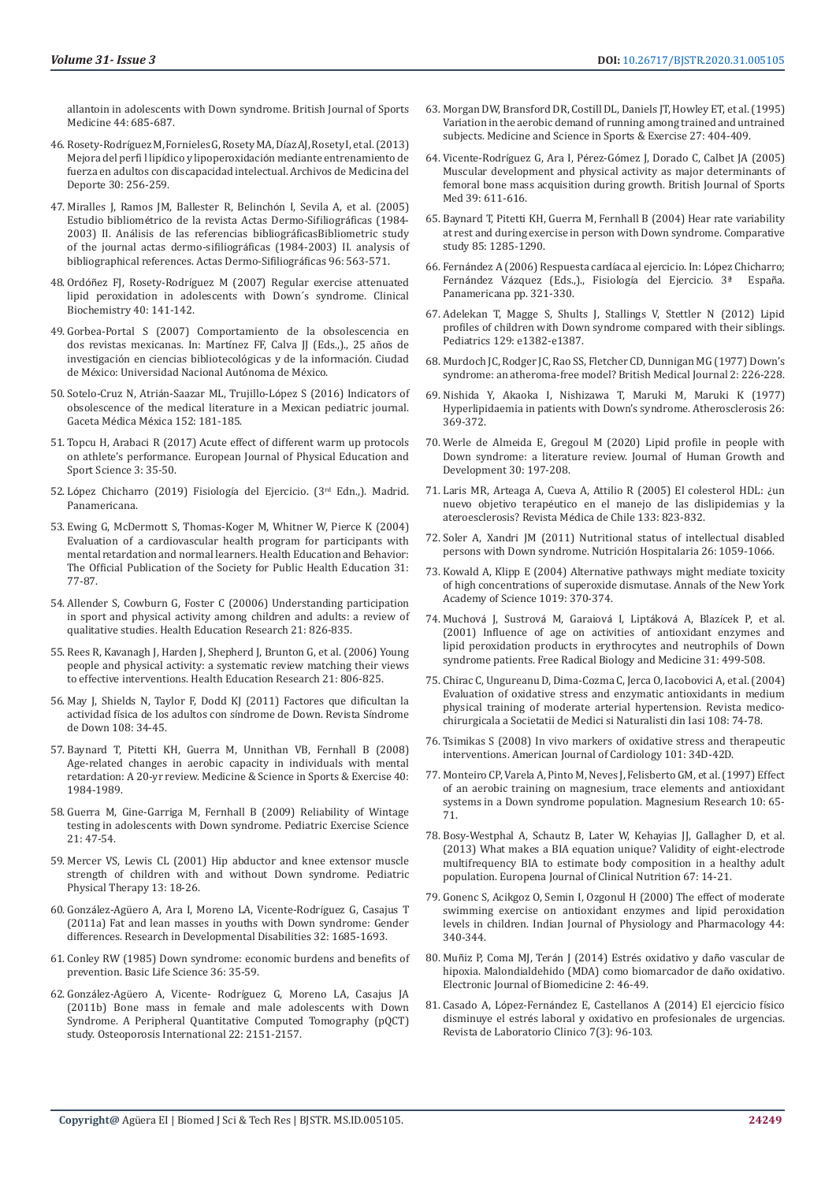allantoin in adolescents with Down syndrome. British Journal of Sports Medicine 44: 685-687.

46. Rosety-Rodríguez M, Fornieles G, Rosety MA, Díaz AJ, Rosety I, et al. (2013) Mejora del perfi l lipídico y lipoperoxidación mediante entrenamiento de fuerza en adultos con discapacidad intelectual. Archivos de Medicina del Deporte 30: 256-259.
47. Miralles J, Ramos JM, Ballester R, Belinchón I, Sevila A, et al. (2005) Estudio bibliométrico de la revista Actas Dermo-Sifiliográficas (1984-2003) II. Análisis de las referencias bibliográficasBibliometric study of the journal actas dermo-sifiliográficas (1984-2003) II. analysis of bibliographical references. Actas Dermo-Sifiliográficas 96: 563-571.
48. Ordóñez FJ, Rosety-Rodríguez M (2007) Regular exercise attenuated lipid peroxidation in adolescents with Down´s syndrome. Clinical Biochemistry 40: 141-142.
49. Gorbea-Portal S (2007) Comportamiento de la obsolescencia en dos revistas mexicanas. In: Martínez FF, Calva JJ (Eds.,)., 25 años de investigación en ciencias bibliotecológicas y de la información. Ciudad de México: Universidad Nacional Autónoma de México.
50. Sotelo-Cruz N, Atrián-Saazar ML, Trujillo-López S (2016) Indicators of obsolescence of the medical literature in a Mexican pediatric journal. Gaceta Médica México 152: 181-185.
51. Topcu H, Arabaci R (2017) Acute effect of different warm up protocols on athlete's performance. European Journal of Physical Education and Sport Science 3: 35-50.
52. López Chicharro (2019) Fisiología del Ejercicio. (3rd Edn.,). Madrid. Panamericana.
53. Ewing G, McDermott S, Thomas-Koger M, Whitner W, Pierce K (2004) Evaluation of a cardiovascular health program for participants with mental retardation and normal learners. Health Education and Behavior: The Official Publication of the Society for Public Health Education 31: 77-87.
54. Allender S, Cowburn G, Foster C (20006) Understanding participation in sport and physical activity among children and adults: a review of qualitative studies. Health Education Research 21: 826-835.
55. Rees R, Kavanagh J, Harden J, Shepherd J, Brunton G, et al. (2006) Young people and physical activity: a systematic review matching their views to effective interventions. Health Education Research 21: 806-825.
56. May J, Shields N, Taylor F, Dodd KJ (2011) Factores que dificultan la actividad física de los adultos con síndrome de Down. Revista Síndrome de Down 108: 34-45.
57. Baynard T, Pitetti KH, Guerra M, Unnithan VB, Fernhall B (2008) Age-related changes in aerobic capacity in individuals with mental retardation: A 20-yr review. Medicine & Science in Sports & Exercise 40: 1984-1989.
58. Guerra M, Gine-Garriga M, Fernhall B (2009) Reliability of Wintage testing in adolescents with Down syndrome. Pediatric Exercise Science 21: 47-54.
59. Mercer VS, Lewis CL (2001) Hip abductor and knee extensor muscle strength of children with and without Down syndrome. Pediatric Physical Therapy 13: 18-26.
60. González-Agüero A, Ara I, Moreno LA, Vicente-Rodríguez G, Casajus T (2011a) Fat and lean masses in youths with Down syndrome: Gender differences. Research in Developmental Disabilities 32: 1685-1693.
61. Conley RW (1985) Down syndrome: economic burdens and benefits of prevention. Basic Life Science 36: 35-59.
62. González-Agüero A, Vicente- Rodríguez G, Moreno LA, Casajus JA (2011b) Bone mass in female and male adolescents with Down Syndrome. A Peripheral Quantitative Computed Tomography (pQCT) study. Osteoporosis International 22: 2151-2157.
63. Morgan DW, Bransford DR, Costill DL, Daniels JT, Howley ET, et al. (1995) Variation in the aerobic demand of running among trained and untrained subjects. Medicine and Science in Sports & Exercise 27: 404-409.
64. Vicente-Rodríguez G, Ara I, Pérez-Gómez J, Dorado C, Calbet JA (2005) Muscular development and physical activity as major determinants of femoral bone mass acquisition during growth. British Journal of Sports Med 39: 611-616.
65. Baynard T, Pitetti KH, Guerra M, Fernhall B (2004) Hear rate variability at rest and during exercise in person with Down syndrome. Comparative study 85: 1285-1290.
66. Fernández A (2006) Respuesta cardíaca al ejercicio. In: López Chicharro; Fernández Vázquez (Eds.,)., Fisiología del Ejercicio. 3ª España. Panamericana pp. 321-330.
67. Adelekan T, Magge S, Shults J, Stallings V, Stettler N (2012) Lipid profiles of children with Down syndrome compared with their siblings. Pediatrics 129: e1382-e1387.
68. Murdoch JC, Rodger JC, Rao SS, Fletcher CD, Dunnigan MG (1977) Down's syndrome: an atheroma-free model? British Medical Journal 2: 226-228.
69. Nishida Y, Akaoka I, Nishizawa T, Maruki M, Maruki K (1977) Hyperlipidaemia in patients with Down's syndrome. Atherosclerosis 26: 369-372.
70. Werle de Almeida E, Gregoul M (2020) Lipid profile in people with Down syndrome: a literature review. Journal of Human Growth and Development 30: 197-208.
71. Laris MR, Arteaga A, Cueva A, Attilio R (2005) El colesterol HDL: ¿un nuevo objetivo terapéutico en el manejo de las dislipidemias y la ateroesclerosis? Revista Médica de Chile 133: 823-832.
72. Soler A, Xandri JM (2011) Nutritional status of intellectual disabled persons with Down syndrome. Nutrición Hospitalaria 26: 1059-1066.
73. Kowald A, Klipp E (2004) Alternative pathways might mediate toxicity of high concentrations of superoxide dismutase. Annals of the New York Academy of Science 1019: 370-374.
74. Muchová J, Sustrová M, Garaiová I, Liptáková A, Blazícek P, et al. (2001) Influence of age on activities of antioxidant enzymes and lipid peroxidation products in erythrocytes and neutrophils of Down syndrome patients. Free Radical Biology and Medicine 31: 499-508.
75. Chirac C, Ungureanu D, Dima-Cozma C, Jerca O, Iacobovici A, et al. (2004) Evaluation of oxidative stress and enzymatic antioxidants in medium physical training of moderate arterial hypertension. Revista medico-chirurgicala a Societatii de Medici si Naturalisti din Iasi 108: 74-78.
76. Tsimikas S (2008) In vivo markers of oxidative stress and therapeutic interventions. American Journal of Cardiology 101: 34D-42D.
77. Monteiro CP, Varela A, Pinto M, Neves J, Felisberto GM, et al. (1997) Effect of an aerobic training on magnesium, trace elements and antioxidant systems in a Down syndrome population. Magnesium Research 10: 65-71.
78. Bosy-Westphal A, Schautz B, Later W, Kehayias JJ, Gallagher D, et al. (2013) What makes a BIA equation unique? Validity of eight-electrode multifrequency BIA to estimate body composition in a healthy adult population. Europena Journal of Clinical Nutrition 67: 14-21.
79. Gonenc S, Acikgoz O, Semin I, Ozgonul H (2000) The effect of moderate swimming exercise on antioxidant enzymes and lipid peroxidation levels in children. Indian Journal of Physiology and Pharmacology 44: 340-344.
80. Muñiz P, Coma MJ, Terán J (2014) Estrés oxidativo y daño vascular de hipoxia. Malondialdehido (MDA) como biomarcador de daño oxidativo. Electronic Journal of Biomedicine 2: 46-49.
81. Casado A, López-Fernández E, Castellanos A (2014) El ejercicio físico disminuye el estrés laboral y oxidativo en profesionales de urgencias. Revista de Laboratorio Clinico 7(3): 96-103.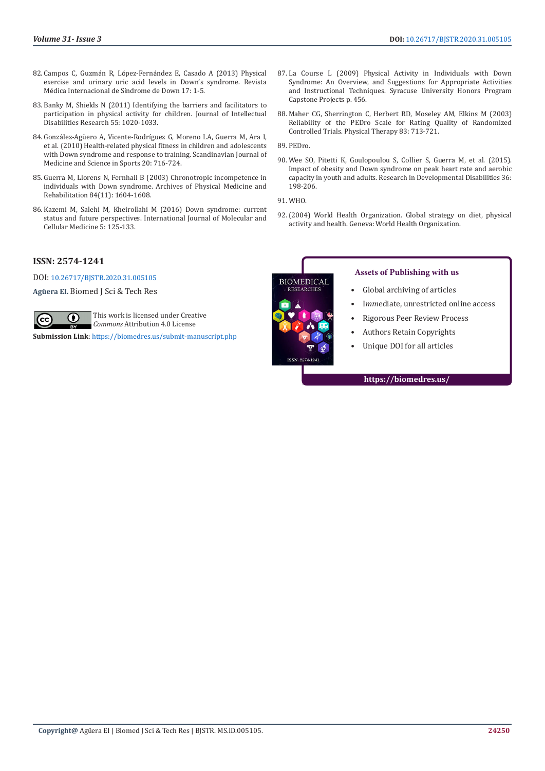82. Campos C, Guzmán R, López-Fernández E, Casado A (2013) Physical exercise and urinary uric acid levels in Down's syndrome. Revista Médica Internacional de Síndrome de Down 17: 1-5.

83. Banky M, Shields N (2011) Identifying the barriers and facilitators to participation in physical activity for children. Journal of Intellectual Disabilities Research 55: 1020-1033.

84. González-Agüero A, Vicente-Rodríguez G, Moreno LA, Guerra M, Ara I, et al. (2010) Health-related physical fitness in children and adolescents with Down syndrome and response to training. Scandinavian Journal of Medicine and Science in Sports 20: 716-724.

85. Guerra M, Llorens N, Fernhall B (2003) Chronotropic incompetence in individuals with Down syndrome. Archives of Physical Medicine and Rehabilitation 84(11): 1604-1608.

86. Kazemi M, Salehi M, Kheirollahi M (2016) Down syndrome: current status and future perspectives. International Journal of Molecular and Cellular Medicine 5: 125-133.

87. La Course L (2009) Physical Activity in Individuals with Down Syndrome: An Overview, and Suggestions for Appropriate Activities and Instructional Techniques. Syracuse University Honors Program Capstone Projects p. 456.

88. Maher CG, Sherrington C, Herbert RD, Moseley AM, Elkins M (2003) Reliability of the PEDro Scale for Rating Quality of Randomized Controlled Trials. Physical Therapy 83: 713-721.

89. PEDro.

90. Wee SO, Pitetti K, Goulopoulou S, Collier S, Guerra M, et al. (2015). Impact of obesity and Down syndrome on peak heart rate and aerobic capacity in youth and adults. Research in Developmental Disabilities 36: 198-206.

91. WHO.

92. (2004) World Health Organization. Global strategy on diet, physical activity and health. Geneva: World Health Organization.

**ISSN: 2574-1241**

DOI: 10.26717/BJSTR.2020.31.005105

**Agüera EI.** Biomed J Sci & Tech Res

This work is licensed under Creative *Commons* Attribution 4.0 License

**Submission Link**: https://biomedres.us/submit-manuscript.php

**Assets of Publishing with us**

- Global archiving of articles
- Immediate, unrestricted online access
- Rigorous Peer Review Process
- Authors Retain Copyrights
- Unique DOI for all articles

**https://biomedres.us/**